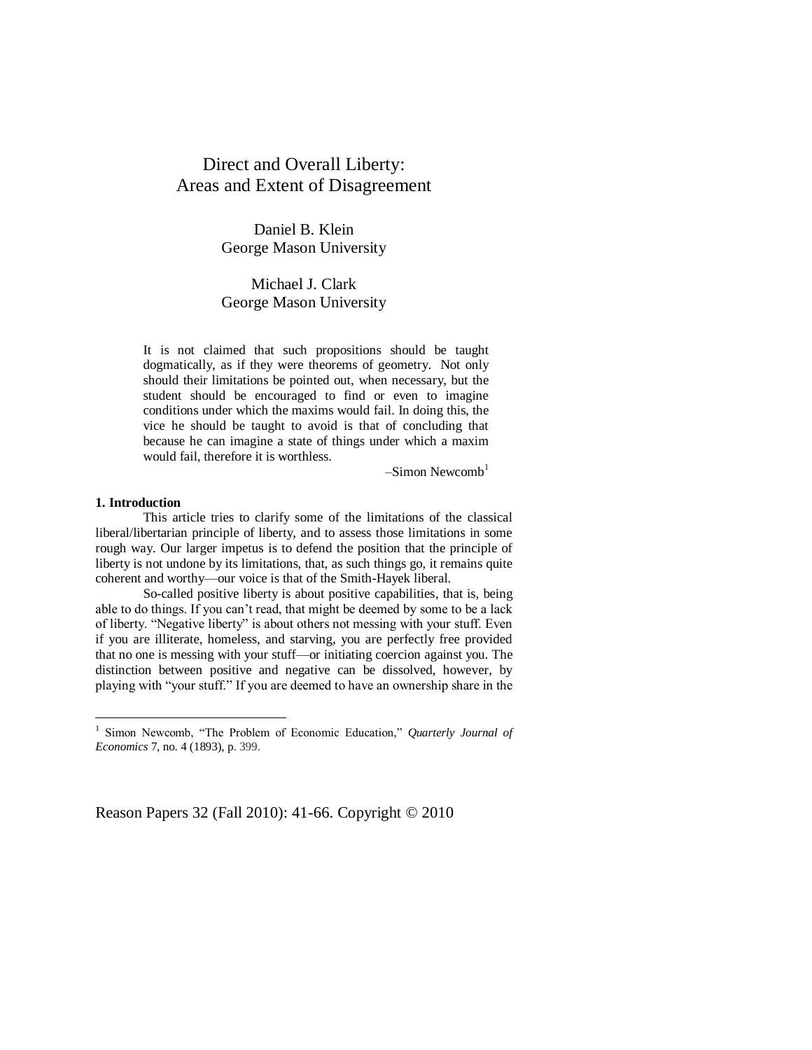# Direct and Overall Liberty: Areas and Extent of Disagreement

Daniel B. Klein
George Mason University

Michael J. Clark
George Mason University

> It is not claimed that such propositions should be taught dogmatically, as if they were theorems of geometry. Not only should their limitations be pointed out, when necessary, but the student should be encouraged to find or even to imagine conditions under which the maxims would fail. In doing this, the vice he should be taught to avoid is that of concluding that because he can imagine a state of things under which a maxim would fail, therefore it is worthless.
>
> –Simon Newcomb[1]

## 1. Introduction

This article tries to clarify some of the limitations of the classical liberal/libertarian principle of liberty, and to assess those limitations in some rough way. Our larger impetus is to defend the position that the principle of liberty is not undone by its limitations, that, as such things go, it remains quite coherent and worthy—our voice is that of the Smith-Hayek liberal.

So-called positive liberty is about positive capabilities, that is, being able to do things. If you can't read, that might be deemed by some to be a lack of liberty. "Negative liberty" is about others not messing with your stuff. Even if you are illiterate, homeless, and starving, you are perfectly free provided that no one is messing with your stuff—or initiating coercion against you. The distinction between positive and negative can be dissolved, however, by playing with "your stuff." If you are deemed to have an ownership share in the

---

[1] Simon Newcomb, "The Problem of Economic Education," *Quarterly Journal of Economics* 7, no. 4 (1893), p. 399.

Reason Papers 32 (Fall 2010): 41-66. Copyright © 2010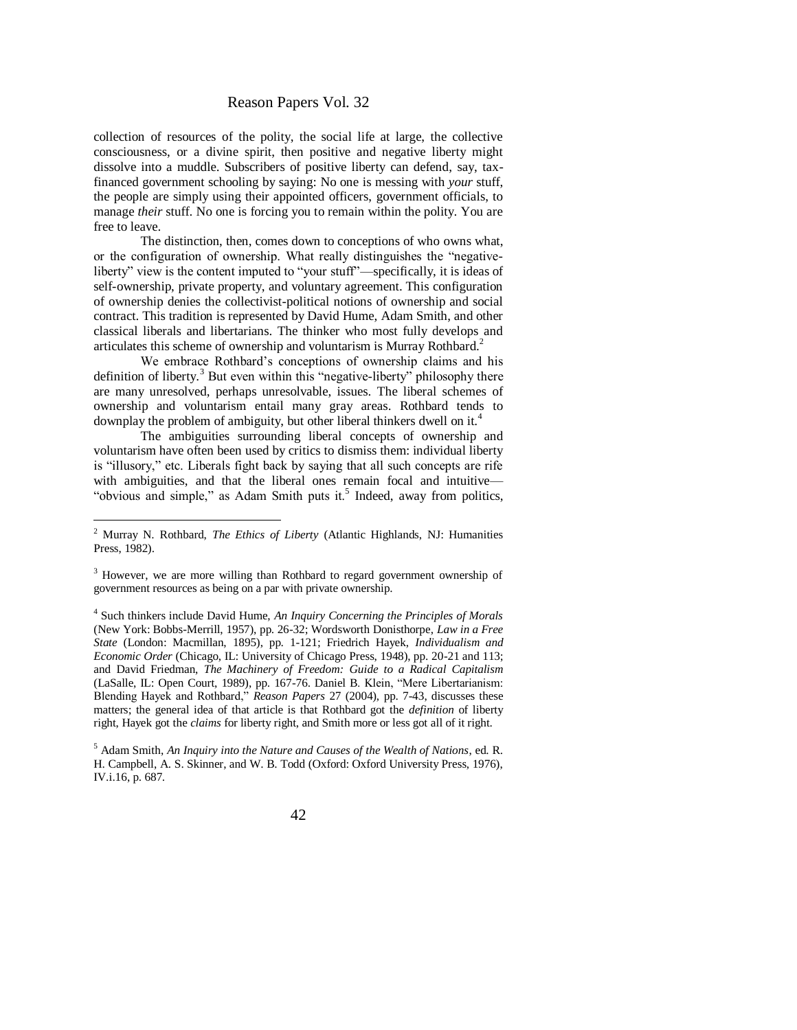collection of resources of the polity, the social life at large, the collective consciousness, or a divine spirit, then positive and negative liberty might dissolve into a muddle. Subscribers of positive liberty can defend, say, tax-financed government schooling by saying: No one is messing with *your* stuff, the people are simply using their appointed officers, government officials, to manage *their* stuff. No one is forcing you to remain within the polity. You are free to leave.

The distinction, then, comes down to conceptions of who owns what, or the configuration of ownership. What really distinguishes the "negative-liberty" view is the content imputed to "your stuff"—specifically, it is ideas of self-ownership, private property, and voluntary agreement. This configuration of ownership denies the collectivist-political notions of ownership and social contract. This tradition is represented by David Hume, Adam Smith, and other classical liberals and libertarians. The thinker who most fully develops and articulates this scheme of ownership and voluntarism is Murray Rothbard.[2]

We embrace Rothbard's conceptions of ownership claims and his definition of liberty.[3] But even within this "negative-liberty" philosophy there are many unresolved, perhaps unresolvable, issues. The liberal schemes of ownership and voluntarism entail many gray areas. Rothbard tends to downplay the problem of ambiguity, but other liberal thinkers dwell on it.[4]

The ambiguities surrounding liberal concepts of ownership and voluntarism have often been used by critics to dismiss them: individual liberty is "illusory," etc. Liberals fight back by saying that all such concepts are rife with ambiguities, and that the liberal ones remain focal and intuitive—"obvious and simple," as Adam Smith puts it.[5] Indeed, away from politics,

---

[2] Murray N. Rothbard, *The Ethics of Liberty* (Atlantic Highlands, NJ: Humanities Press, 1982).

[3] However, we are more willing than Rothbard to regard government ownership of government resources as being on a par with private ownership.

[4] Such thinkers include David Hume, *An Inquiry Concerning the Principles of Morals* (New York: Bobbs-Merrill, 1957), pp. 26-32; Wordsworth Donisthorpe, *Law in a Free State* (London: Macmillan, 1895), pp. 1-121; Friedrich Hayek, *Individualism and Economic Order* (Chicago, IL: University of Chicago Press, 1948), pp. 20-21 and 113; and David Friedman, *The Machinery of Freedom: Guide to a Radical Capitalism* (LaSalle, IL: Open Court, 1989), pp. 167-76. Daniel B. Klein, "Mere Libertarianism: Blending Hayek and Rothbard," *Reason Papers* 27 (2004), pp. 7-43, discusses these matters; the general idea of that article is that Rothbard got the *definition* of liberty right, Hayek got the *claims* for liberty right, and Smith more or less got all of it right.

[5] Adam Smith, *An Inquiry into the Nature and Causes of the Wealth of Nations*, ed. R. H. Campbell, A. S. Skinner, and W. B. Todd (Oxford: Oxford University Press, 1976), IV.i.16, p. 687.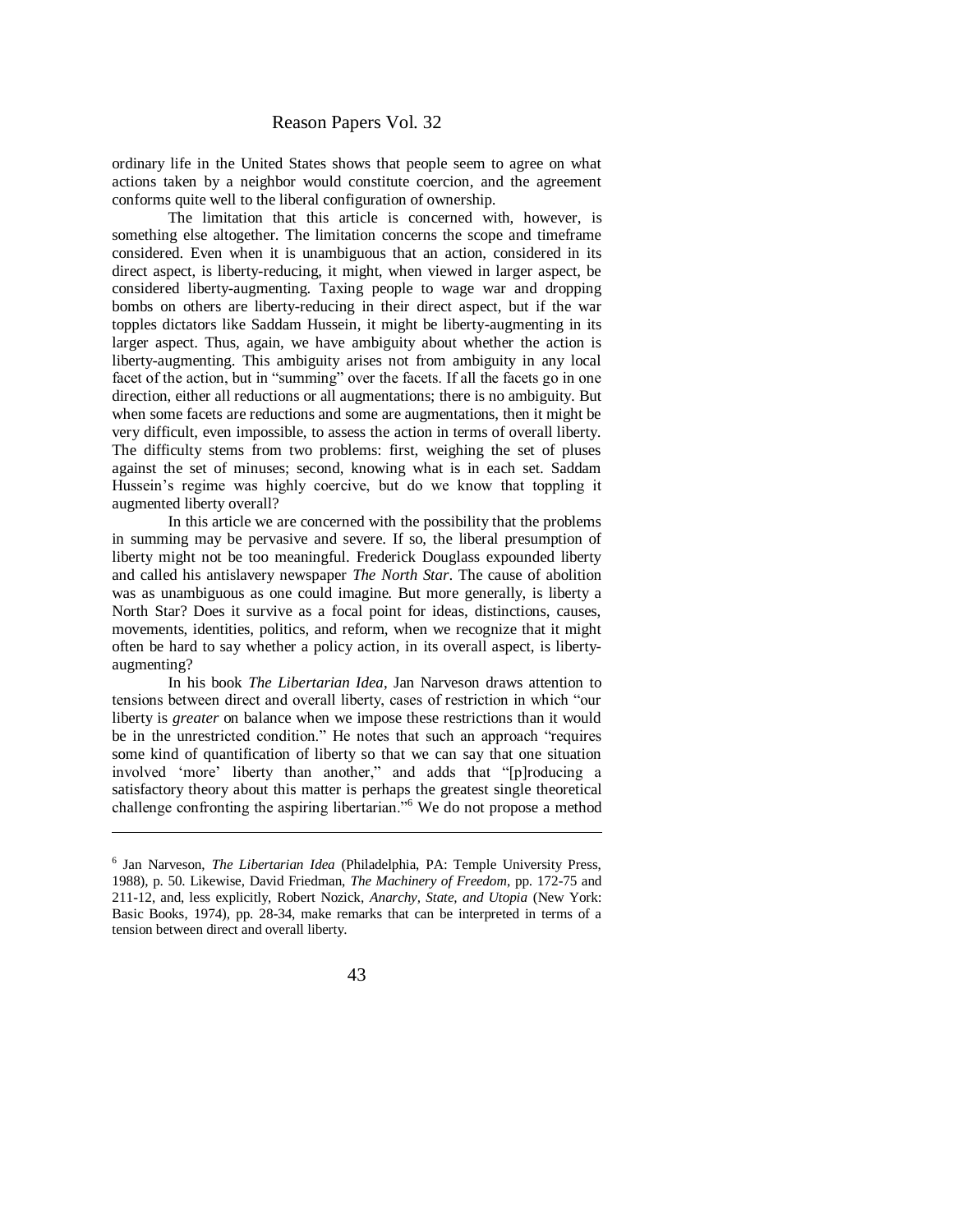ordinary life in the United States shows that people seem to agree on what actions taken by a neighbor would constitute coercion, and the agreement conforms quite well to the liberal configuration of ownership.

The limitation that this article is concerned with, however, is something else altogether. The limitation concerns the scope and timeframe considered. Even when it is unambiguous that an action, considered in its direct aspect, is liberty-reducing, it might, when viewed in larger aspect, be considered liberty-augmenting. Taxing people to wage war and dropping bombs on others are liberty-reducing in their direct aspect, but if the war topples dictators like Saddam Hussein, it might be liberty-augmenting in its larger aspect. Thus, again, we have ambiguity about whether the action is liberty-augmenting. This ambiguity arises not from ambiguity in any local facet of the action, but in "summing" over the facets. If all the facets go in one direction, either all reductions or all augmentations; there is no ambiguity. But when some facets are reductions and some are augmentations, then it might be very difficult, even impossible, to assess the action in terms of overall liberty. The difficulty stems from two problems: first, weighing the set of pluses against the set of minuses; second, knowing what is in each set. Saddam Hussein's regime was highly coercive, but do we know that toppling it augmented liberty overall?

In this article we are concerned with the possibility that the problems in summing may be pervasive and severe. If so, the liberal presumption of liberty might not be too meaningful. Frederick Douglass expounded liberty and called his antislavery newspaper *The North Star*. The cause of abolition was as unambiguous as one could imagine. But more generally, is liberty a North Star? Does it survive as a focal point for ideas, distinctions, causes, movements, identities, politics, and reform, when we recognize that it might often be hard to say whether a policy action, in its overall aspect, is liberty-augmenting?

In his book *The Libertarian Idea*, Jan Narveson draws attention to tensions between direct and overall liberty, cases of restriction in which "our liberty is *greater* on balance when we impose these restrictions than it would be in the unrestricted condition." He notes that such an approach "requires some kind of quantification of liberty so that we can say that one situation involved 'more' liberty than another," and adds that "[p]roducing a satisfactory theory about this matter is perhaps the greatest single theoretical challenge confronting the aspiring libertarian."[6] We do not propose a method

---

[6] Jan Narveson, *The Libertarian Idea* (Philadelphia, PA: Temple University Press, 1988), p. 50. Likewise, David Friedman, *The Machinery of Freedom*, pp. 172-75 and 211-12, and, less explicitly, Robert Nozick, *Anarchy, State, and Utopia* (New York: Basic Books, 1974), pp. 28-34, make remarks that can be interpreted in terms of a tension between direct and overall liberty.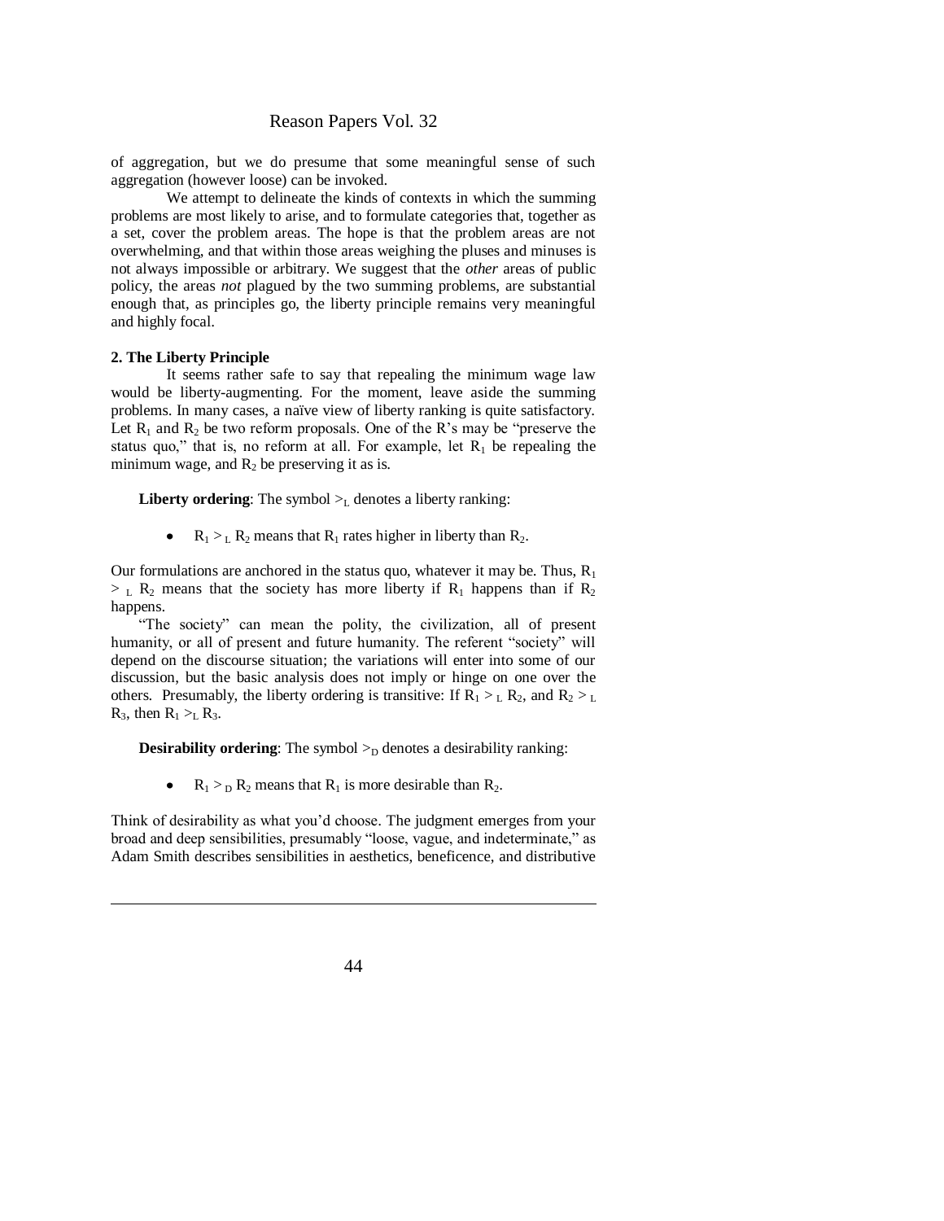of aggregation, but we do presume that some meaningful sense of such aggregation (however loose) can be invoked.

We attempt to delineate the kinds of contexts in which the summing problems are most likely to arise, and to formulate categories that, together as a set, cover the problem areas. The hope is that the problem areas are not overwhelming, and that within those areas weighing the pluses and minuses is not always impossible or arbitrary. We suggest that the *other* areas of public policy, the areas *not* plagued by the two summing problems, are substantial enough that, as principles go, the liberty principle remains very meaningful and highly focal.

## 2. The Liberty Principle

It seems rather safe to say that repealing the minimum wage law would be liberty-augmenting. For the moment, leave aside the summing problems. In many cases, a naïve view of liberty ranking is quite satisfactory. Let $R_1$ and $R_2$ be two reform proposals. One of the R's may be "preserve the status quo," that is, no reform at all. For example, let $R_1$ be repealing the minimum wage, and $R_2$ be preserving it as is.

**Liberty ordering**: The symbol $>_L$ denotes a liberty ranking:

- $R_1 >_L R_2$ means that $R_1$ rates higher in liberty than $R_2$.

Our formulations are anchored in the status quo, whatever it may be. Thus, $R_1 >_L R_2$ means that the society has more liberty if $R_1$ happens than if $R_2$ happens.

"The society" can mean the polity, the civilization, all of present humanity, or all of present and future humanity. The referent "society" will depend on the discourse situation; the variations will enter into some of our discussion, but the basic analysis does not imply or hinge on one over the others. Presumably, the liberty ordering is transitive: If $R_1 >_L R_2$, and $R_2 >_L R_3$, then $R_1 >_L R_3$.

**Desirability ordering**: The symbol $>_D$ denotes a desirability ranking:

- $R_1 >_D R_2$ means that $R_1$ is more desirable than $R_2$.

Think of desirability as what you'd choose. The judgment emerges from your broad and deep sensibilities, presumably "loose, vague, and indeterminate," as Adam Smith describes sensibilities in aesthetics, beneficence, and distributive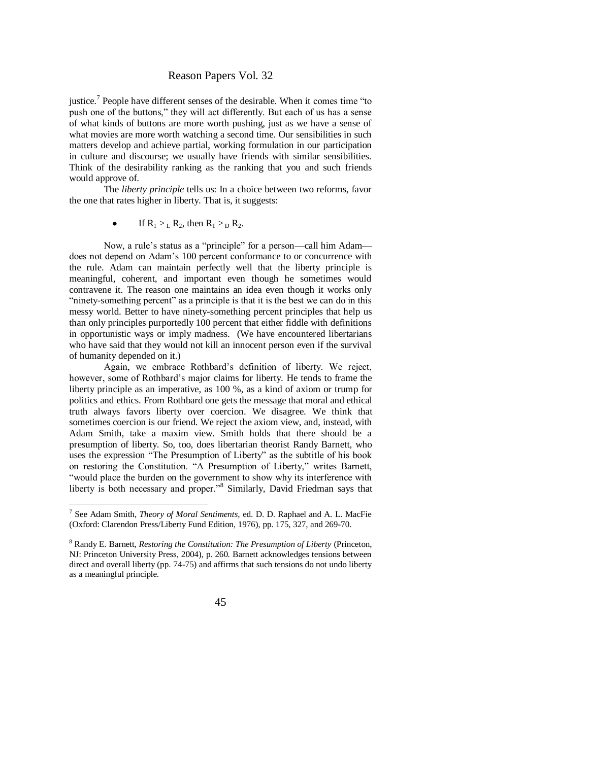justice.[7] People have different senses of the desirable. When it comes time "to push one of the buttons," they will act differently. But each of us has a sense of what kinds of buttons are more worth pushing, just as we have a sense of what movies are more worth watching a second time. Our sensibilities in such matters develop and achieve partial, working formulation in our participation in culture and discourse; we usually have friends with similar sensibilities. Think of the desirability ranking as the ranking that you and such friends would approve of.

The *liberty principle* tells us: In a choice between two reforms, favor the one that rates higher in liberty. That is, it suggests:

- If $R_1 >_L R_2$, then $R_1 >_D R_2$.

Now, a rule's status as a "principle" for a person—call him Adam—does not depend on Adam's 100 percent conformance to or concurrence with the rule. Adam can maintain perfectly well that the liberty principle is meaningful, coherent, and important even though he sometimes would contravene it. The reason one maintains an idea even though it works only "ninety-something percent" as a principle is that it is the best we can do in this messy world. Better to have ninety-something percent principles that help us than only principles purportedly 100 percent that either fiddle with definitions in opportunistic ways or imply madness. (We have encountered libertarians who have said that they would not kill an innocent person even if the survival of humanity depended on it.)

Again, we embrace Rothbard's definition of liberty. We reject, however, some of Rothbard's major claims for liberty. He tends to frame the liberty principle as an imperative, as 100 %, as a kind of axiom or trump for politics and ethics. From Rothbard one gets the message that moral and ethical truth always favors liberty over coercion. We disagree. We think that sometimes coercion is our friend. We reject the axiom view, and, instead, with Adam Smith, take a maxim view. Smith holds that there should be a presumption of liberty. So, too, does libertarian theorist Randy Barnett, who uses the expression "The Presumption of Liberty" as the subtitle of his book on restoring the Constitution. "A Presumption of Liberty," writes Barnett, "would place the burden on the government to show why its interference with liberty is both necessary and proper."[8] Similarly, David Friedman says that

---

[7] See Adam Smith, *Theory of Moral Sentiments*, ed. D. D. Raphael and A. L. MacFie (Oxford: Clarendon Press/Liberty Fund Edition, 1976), pp. 175, 327, and 269-70.

[8] Randy E. Barnett, *Restoring the Constitution: The Presumption of Liberty* (Princeton, NJ: Princeton University Press, 2004), p. 260. Barnett acknowledges tensions between direct and overall liberty (pp. 74-75) and affirms that such tensions do not undo liberty as a meaningful principle.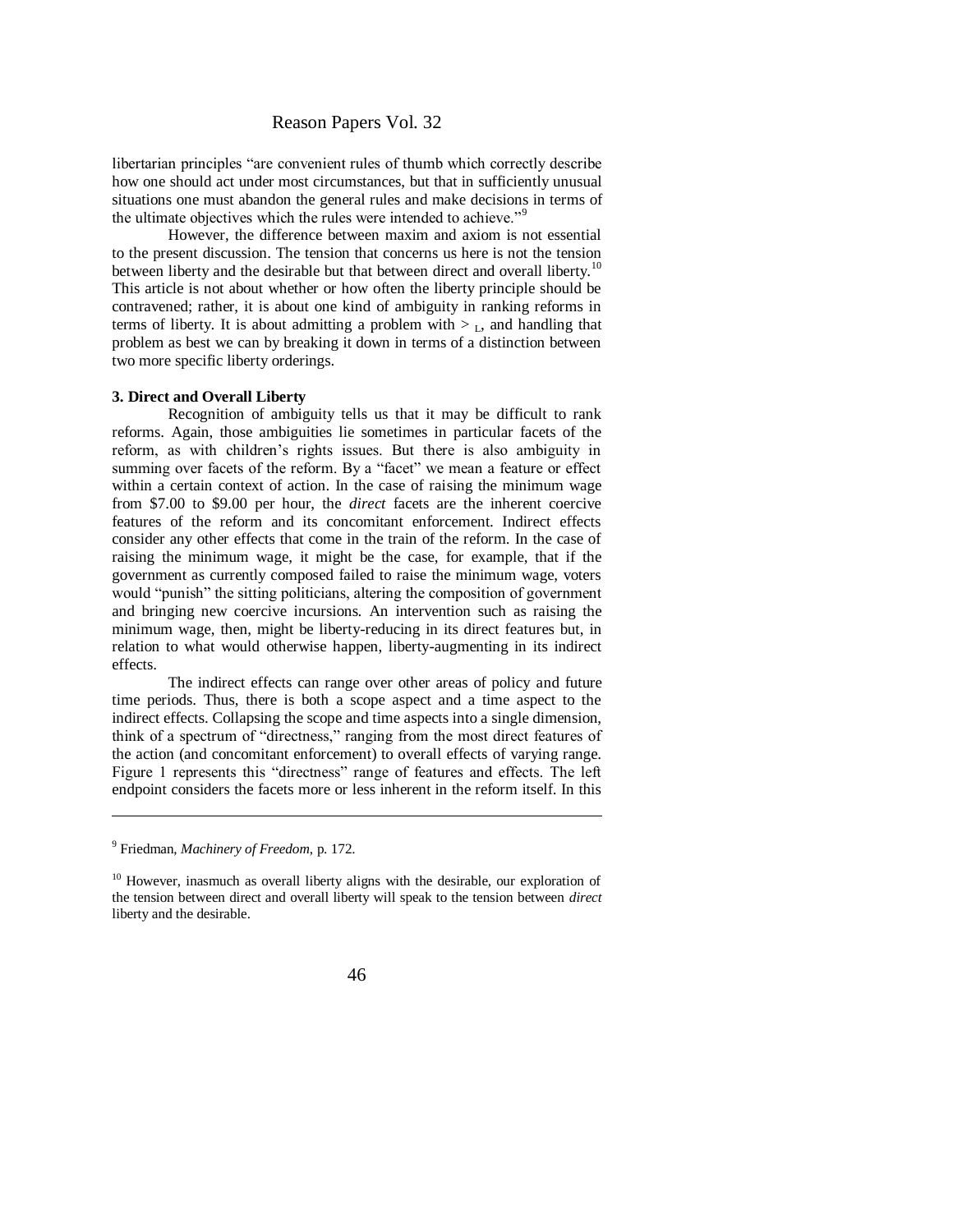libertarian principles "are convenient rules of thumb which correctly describe how one should act under most circumstances, but that in sufficiently unusual situations one must abandon the general rules and make decisions in terms of the ultimate objectives which the rules were intended to achieve."[9]

However, the difference between maxim and axiom is not essential to the present discussion. The tension that concerns us here is not the tension between liberty and the desirable but that between direct and overall liberty.[10] This article is not about whether or how often the liberty principle should be contravened; rather, it is about one kind of ambiguity in ranking reforms in terms of liberty. It is about admitting a problem with $>_L$, and handling that problem as best we can by breaking it down in terms of a distinction between two more specific liberty orderings.

**3. Direct and Overall Liberty**

Recognition of ambiguity tells us that it may be difficult to rank reforms. Again, those ambiguities lie sometimes in particular facets of the reform, as with children's rights issues. But there is also ambiguity in summing over facets of the reform. By a "facet" we mean a feature or effect within a certain context of action. In the case of raising the minimum wage from $7.00 to $9.00 per hour, the *direct* facets are the inherent coercive features of the reform and its concomitant enforcement. Indirect effects consider any other effects that come in the train of the reform. In the case of raising the minimum wage, it might be the case, for example, that if the government as currently composed failed to raise the minimum wage, voters would "punish" the sitting politicians, altering the composition of government and bringing new coercive incursions. An intervention such as raising the minimum wage, then, might be liberty-reducing in its direct features but, in relation to what would otherwise happen, liberty-augmenting in its indirect effects.

The indirect effects can range over other areas of policy and future time periods. Thus, there is both a scope aspect and a time aspect to the indirect effects. Collapsing the scope and time aspects into a single dimension, think of a spectrum of "directness," ranging from the most direct features of the action (and concomitant enforcement) to overall effects of varying range. Figure 1 represents this "directness" range of features and effects. The left endpoint considers the facets more or less inherent in the reform itself. In this

---

[9] Friedman, *Machinery of Freedom*, p. 172.

[10] However, inasmuch as overall liberty aligns with the desirable, our exploration of the tension between direct and overall liberty will speak to the tension between *direct* liberty and the desirable.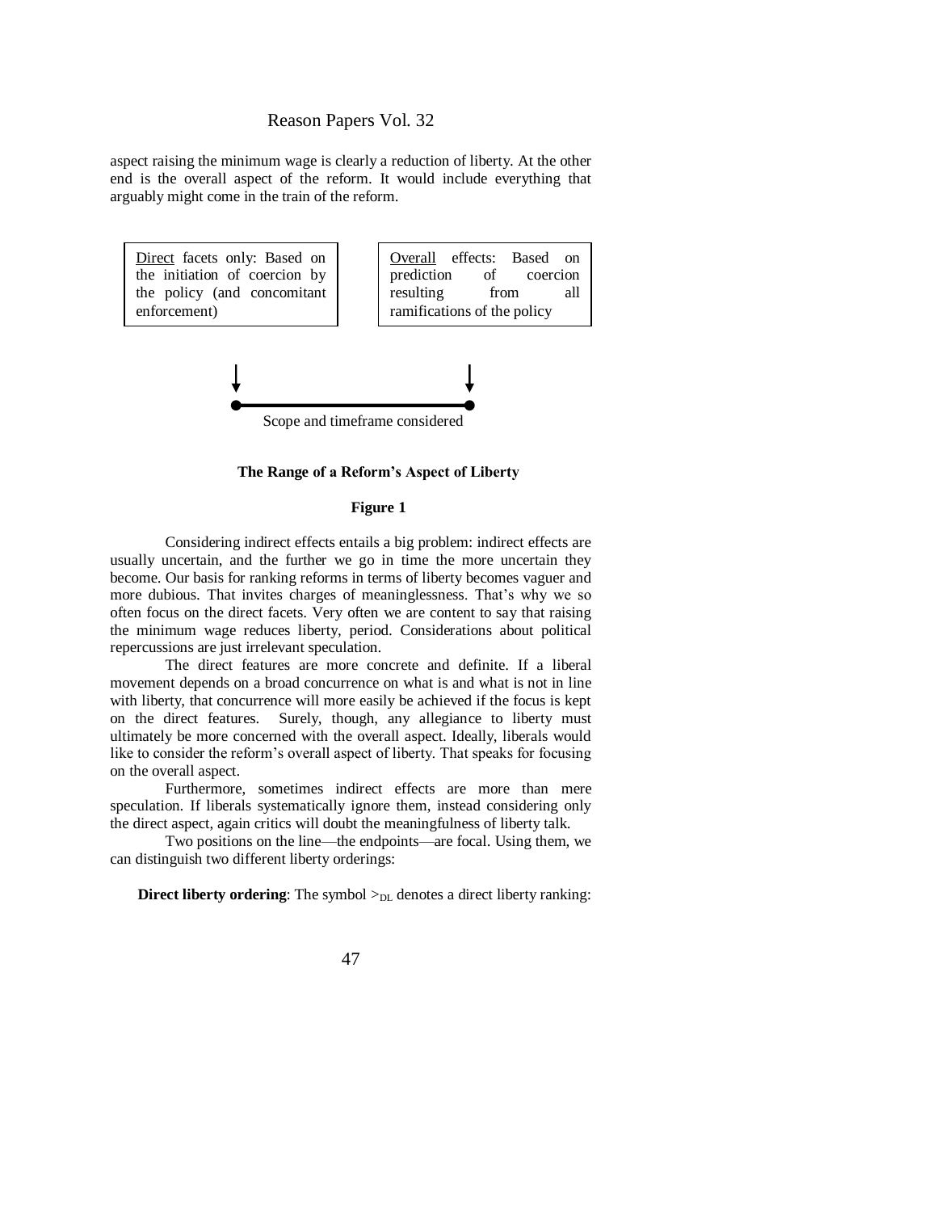aspect raising the minimum wage is clearly a reduction of liberty. At the other end is the overall aspect of the reform. It would include everything that arguably might come in the train of the reform.

Direct facets only: Based on the initiation of coercion by the policy (and concomitant enforcement)

Overall effects: Based on prediction of coercion resulting from all ramifications of the policy

Scope and timeframe considered

**The Range of a Reform's Aspect of Liberty**

**Figure 1**

Considering indirect effects entails a big problem: indirect effects are usually uncertain, and the further we go in time the more uncertain they become. Our basis for ranking reforms in terms of liberty becomes vaguer and more dubious. That invites charges of meaninglessness. That's why we so often focus on the direct facets. Very often we are content to say that raising the minimum wage reduces liberty, period. Considerations about political repercussions are just irrelevant speculation.

The direct features are more concrete and definite. If a liberal movement depends on a broad concurrence on what is and what is not in line with liberty, that concurrence will more easily be achieved if the focus is kept on the direct features. Surely, though, any allegiance to liberty must ultimately be more concerned with the overall aspect. Ideally, liberals would like to consider the reform's overall aspect of liberty. That speaks for focusing on the overall aspect.

Furthermore, sometimes indirect effects are more than mere speculation. If liberals systematically ignore them, instead considering only the direct aspect, again critics will doubt the meaningfulness of liberty talk.

Two positions on the line—the endpoints—are focal. Using them, we can distinguish two different liberty orderings:

**Direct liberty ordering**: The symbol $>_{DL}$ denotes a direct liberty ranking: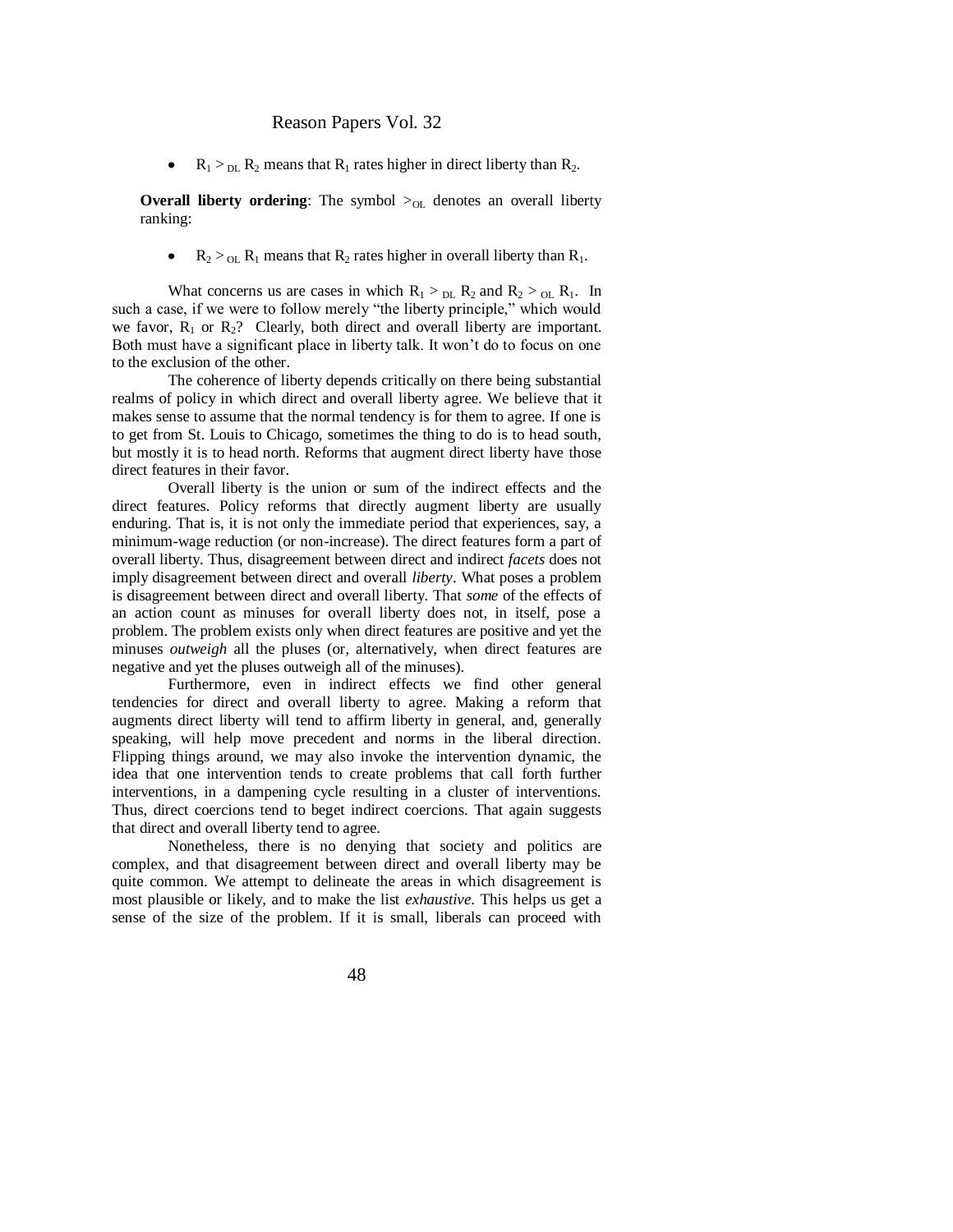- $R_1 >_{DL} R_2$ means that $R_1$ rates higher in direct liberty than $R_2$.

**Overall liberty ordering**: The symbol $>_{OL}$ denotes an overall liberty ranking:

- $R_2 >_{OL} R_1$ means that $R_2$ rates higher in overall liberty than $R_1$.

What concerns us are cases in which $R_1 >_{DL} R_2$ and $R_2 >_{OL} R_1$. In such a case, if we were to follow merely "the liberty principle," which would we favor, $R_1$ or $R_2$? Clearly, both direct and overall liberty are important. Both must have a significant place in liberty talk. It won't do to focus on one to the exclusion of the other.

The coherence of liberty depends critically on there being substantial realms of policy in which direct and overall liberty agree. We believe that it makes sense to assume that the normal tendency is for them to agree. If one is to get from St. Louis to Chicago, sometimes the thing to do is to head south, but mostly it is to head north. Reforms that augment direct liberty have those direct features in their favor.

Overall liberty is the union or sum of the indirect effects and the direct features. Policy reforms that directly augment liberty are usually enduring. That is, it is not only the immediate period that experiences, say, a minimum-wage reduction (or non-increase). The direct features form a part of overall liberty. Thus, disagreement between direct and indirect *facets* does not imply disagreement between direct and overall *liberty*. What poses a problem is disagreement between direct and overall liberty. That *some* of the effects of an action count as minuses for overall liberty does not, in itself, pose a problem. The problem exists only when direct features are positive and yet the minuses *outweigh* all the pluses (or, alternatively, when direct features are negative and yet the pluses outweigh all of the minuses).

Furthermore, even in indirect effects we find other general tendencies for direct and overall liberty to agree. Making a reform that augments direct liberty will tend to affirm liberty in general, and, generally speaking, will help move precedent and norms in the liberal direction. Flipping things around, we may also invoke the intervention dynamic, the idea that one intervention tends to create problems that call forth further interventions, in a dampening cycle resulting in a cluster of interventions. Thus, direct coercions tend to beget indirect coercions. That again suggests that direct and overall liberty tend to agree.

Nonetheless, there is no denying that society and politics are complex, and that disagreement between direct and overall liberty may be quite common. We attempt to delineate the areas in which disagreement is most plausible or likely, and to make the list *exhaustive*. This helps us get a sense of the size of the problem. If it is small, liberals can proceed with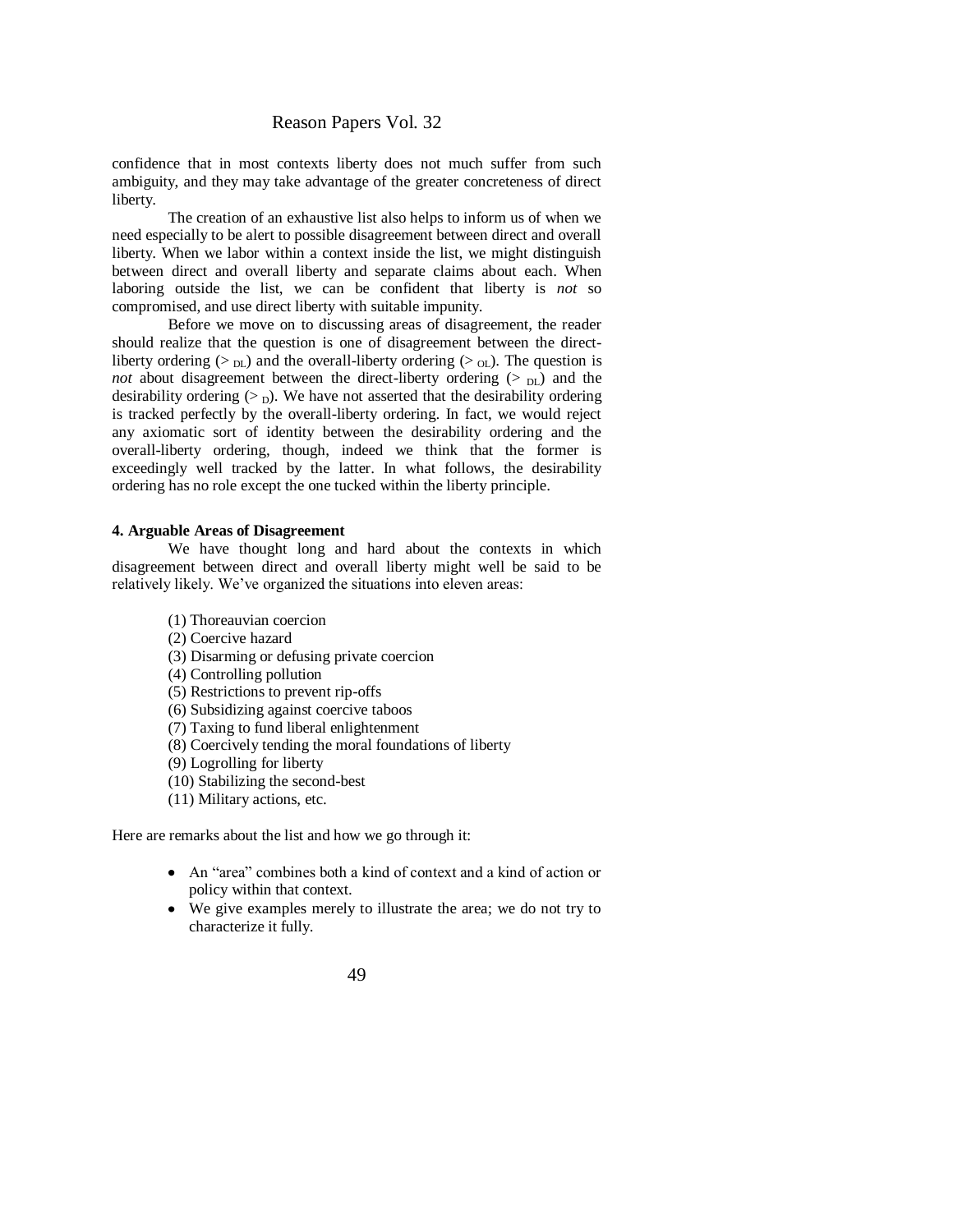confidence that in most contexts liberty does not much suffer from such ambiguity, and they may take advantage of the greater concreteness of direct liberty.

The creation of an exhaustive list also helps to inform us of when we need especially to be alert to possible disagreement between direct and overall liberty. When we labor within a context inside the list, we might distinguish between direct and overall liberty and separate claims about each. When laboring outside the list, we can be confident that liberty is *not* so compromised, and use direct liberty with suitable impunity.

Before we move on to discussing areas of disagreement, the reader should realize that the question is one of disagreement between the direct-liberty ordering ($>_{DL}$) and the overall-liberty ordering ($>_{OL}$). The question is *not* about disagreement between the direct-liberty ordering ($>_{DL}$) and the desirability ordering ($>_{D}$). We have not asserted that the desirability ordering is tracked perfectly by the overall-liberty ordering. In fact, we would reject any axiomatic sort of identity between the desirability ordering and the overall-liberty ordering, though, indeed we think that the former is exceedingly well tracked by the latter. In what follows, the desirability ordering has no role except the one tucked within the liberty principle.

**4. Arguable Areas of Disagreement**

We have thought long and hard about the contexts in which disagreement between direct and overall liberty might well be said to be relatively likely. We've organized the situations into eleven areas:

(1) Thoreauvian coercion
(2) Coercive hazard
(3) Disarming or defusing private coercion
(4) Controlling pollution
(5) Restrictions to prevent rip-offs
(6) Subsidizing against coercive taboos
(7) Taxing to fund liberal enlightenment
(8) Coercively tending the moral foundations of liberty
(9) Logrolling for liberty
(10) Stabilizing the second-best
(11) Military actions, etc.

Here are remarks about the list and how we go through it:

- An "area" combines both a kind of context and a kind of action or policy within that context.
- We give examples merely to illustrate the area; we do not try to characterize it fully.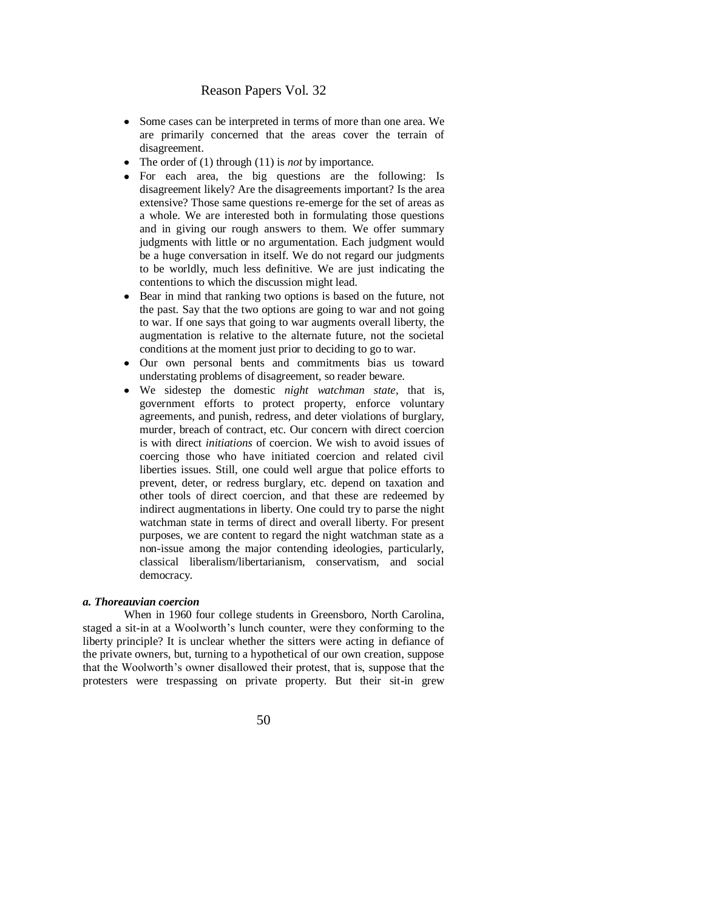- Some cases can be interpreted in terms of more than one area. We are primarily concerned that the areas cover the terrain of disagreement.
- The order of (1) through (11) is *not* by importance.
- For each area, the big questions are the following: Is disagreement likely? Are the disagreements important? Is the area extensive? Those same questions re-emerge for the set of areas as a whole. We are interested both in formulating those questions and in giving our rough answers to them. We offer summary judgments with little or no argumentation. Each judgment would be a huge conversation in itself. We do not regard our judgments to be worldly, much less definitive. We are just indicating the contentions to which the discussion might lead.
- Bear in mind that ranking two options is based on the future, not the past. Say that the two options are going to war and not going to war. If one says that going to war augments overall liberty, the augmentation is relative to the alternate future, not the societal conditions at the moment just prior to deciding to go to war.
- Our own personal bents and commitments bias us toward understating problems of disagreement, so reader beware.
- We sidestep the domestic *night watchman state*, that is, government efforts to protect property, enforce voluntary agreements, and punish, redress, and deter violations of burglary, murder, breach of contract, etc. Our concern with direct coercion is with direct *initiations* of coercion. We wish to avoid issues of coercing those who have initiated coercion and related civil liberties issues. Still, one could well argue that police efforts to prevent, deter, or redress burglary, etc. depend on taxation and other tools of direct coercion, and that these are redeemed by indirect augmentations in liberty. One could try to parse the night watchman state in terms of direct and overall liberty. For present purposes, we are content to regard the night watchman state as a non-issue among the major contending ideologies, particularly, classical liberalism/libertarianism, conservatism, and social democracy.

***a. Thoreauvian coercion***

When in 1960 four college students in Greensboro, North Carolina, staged a sit-in at a Woolworth's lunch counter, were they conforming to the liberty principle? It is unclear whether the sitters were acting in defiance of the private owners, but, turning to a hypothetical of our own creation, suppose that the Woolworth's owner disallowed their protest, that is, suppose that the protesters were trespassing on private property. But their sit-in grew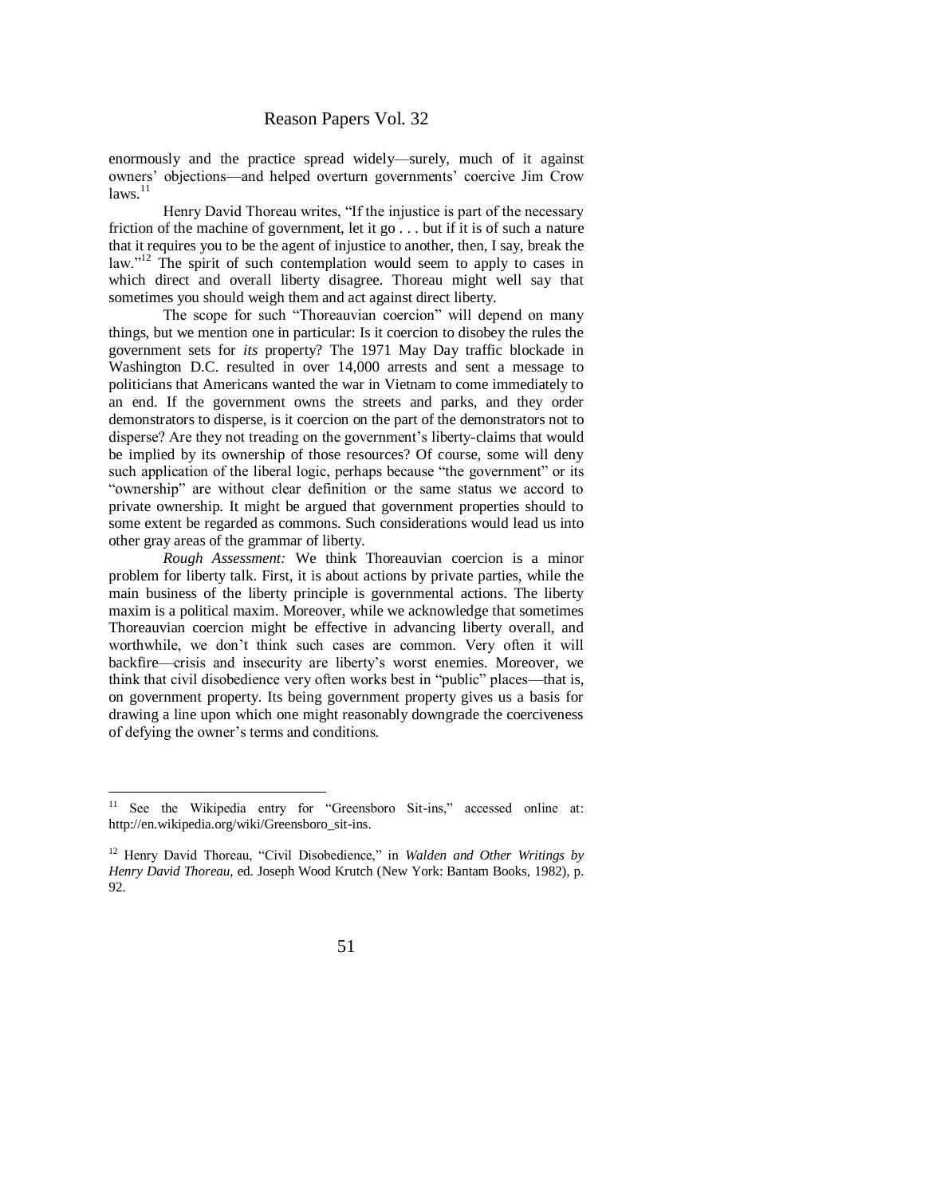enormously and the practice spread widely—surely, much of it against owners' objections—and helped overturn governments' coercive Jim Crow laws.[11]

Henry David Thoreau writes, "If the injustice is part of the necessary friction of the machine of government, let it go . . . but if it is of such a nature that it requires you to be the agent of injustice to another, then, I say, break the law."[12] The spirit of such contemplation would seem to apply to cases in which direct and overall liberty disagree. Thoreau might well say that sometimes you should weigh them and act against direct liberty.

The scope for such "Thoreauvian coercion" will depend on many things, but we mention one in particular: Is it coercion to disobey the rules the government sets for *its* property? The 1971 May Day traffic blockade in Washington D.C. resulted in over 14,000 arrests and sent a message to politicians that Americans wanted the war in Vietnam to come immediately to an end. If the government owns the streets and parks, and they order demonstrators to disperse, is it coercion on the part of the demonstrators not to disperse? Are they not treading on the government's liberty-claims that would be implied by its ownership of those resources? Of course, some will deny such application of the liberal logic, perhaps because "the government" or its "ownership" are without clear definition or the same status we accord to private ownership. It might be argued that government properties should to some extent be regarded as commons. Such considerations would lead us into other gray areas of the grammar of liberty.

*Rough Assessment:* We think Thoreauvian coercion is a minor problem for liberty talk. First, it is about actions by private parties, while the main business of the liberty principle is governmental actions. The liberty maxim is a political maxim. Moreover, while we acknowledge that sometimes Thoreauvian coercion might be effective in advancing liberty overall, and worthwhile, we don't think such cases are common. Very often it will backfire—crisis and insecurity are liberty's worst enemies. Moreover, we think that civil disobedience very often works best in "public" places—that is, on government property. Its being government property gives us a basis for drawing a line upon which one might reasonably downgrade the coerciveness of defying the owner's terms and conditions.

---

[11] See the Wikipedia entry for "Greensboro Sit-ins," accessed online at: http://en.wikipedia.org/wiki/Greensboro_sit-ins.

[12] Henry David Thoreau, "Civil Disobedience," in *Walden and Other Writings by Henry David Thoreau*, ed. Joseph Wood Krutch (New York: Bantam Books, 1982), p. 92.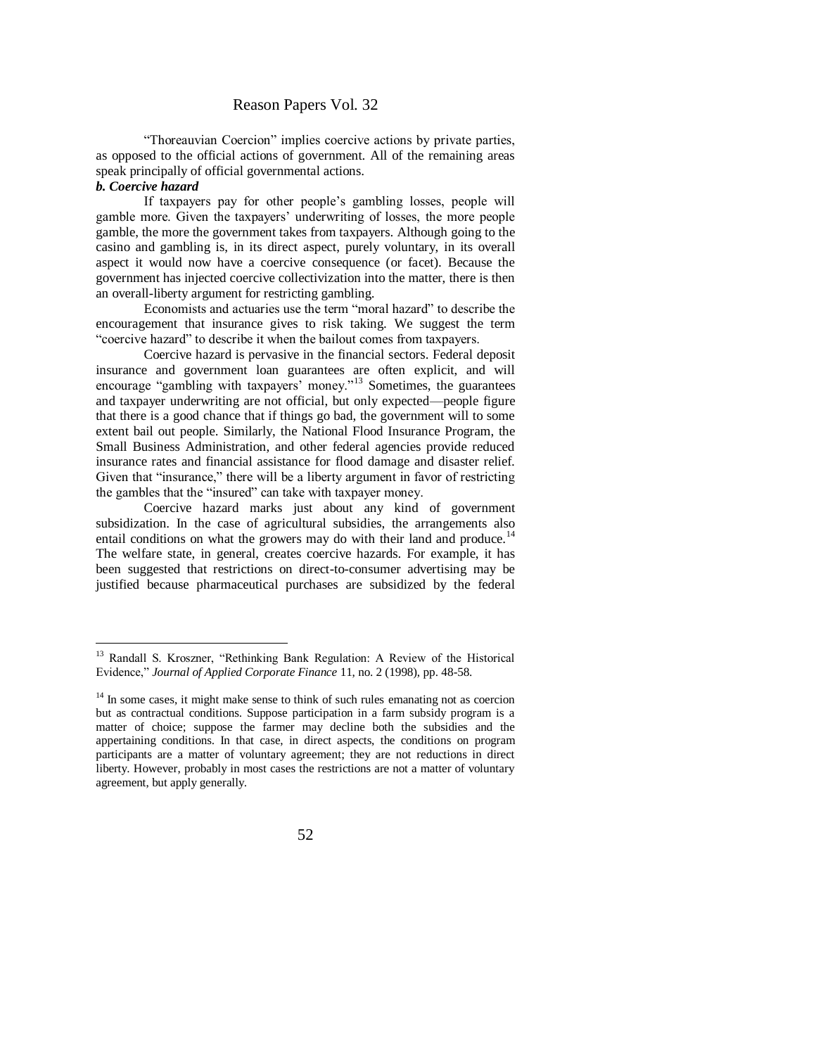"Thoreauvian Coercion" implies coercive actions by private parties, as opposed to the official actions of government. All of the remaining areas speak principally of official governmental actions.

***b. Coercive hazard***

If taxpayers pay for other people's gambling losses, people will gamble more. Given the taxpayers' underwriting of losses, the more people gamble, the more the government takes from taxpayers. Although going to the casino and gambling is, in its direct aspect, purely voluntary, in its overall aspect it would now have a coercive consequence (or facet). Because the government has injected coercive collectivization into the matter, there is then an overall-liberty argument for restricting gambling.

Economists and actuaries use the term "moral hazard" to describe the encouragement that insurance gives to risk taking. We suggest the term "coercive hazard" to describe it when the bailout comes from taxpayers.

Coercive hazard is pervasive in the financial sectors. Federal deposit insurance and government loan guarantees are often explicit, and will encourage "gambling with taxpayers' money."[13] Sometimes, the guarantees and taxpayer underwriting are not official, but only expected—people figure that there is a good chance that if things go bad, the government will to some extent bail out people. Similarly, the National Flood Insurance Program, the Small Business Administration, and other federal agencies provide reduced insurance rates and financial assistance for flood damage and disaster relief. Given that "insurance," there will be a liberty argument in favor of restricting the gambles that the "insured" can take with taxpayer money.

Coercive hazard marks just about any kind of government subsidization. In the case of agricultural subsidies, the arrangements also entail conditions on what the growers may do with their land and produce.[14] The welfare state, in general, creates coercive hazards. For example, it has been suggested that restrictions on direct-to-consumer advertising may be justified because pharmaceutical purchases are subsidized by the federal

---

[13] Randall S. Kroszner, "Rethinking Bank Regulation: A Review of the Historical Evidence," *Journal of Applied Corporate Finance* 11, no. 2 (1998), pp. 48-58.

[14] In some cases, it might make sense to think of such rules emanating not as coercion but as contractual conditions. Suppose participation in a farm subsidy program is a matter of choice; suppose the farmer may decline both the subsidies and the appertaining conditions. In that case, in direct aspects, the conditions on program participants are a matter of voluntary agreement; they are not reductions in direct liberty. However, probably in most cases the restrictions are not a matter of voluntary agreement, but apply generally.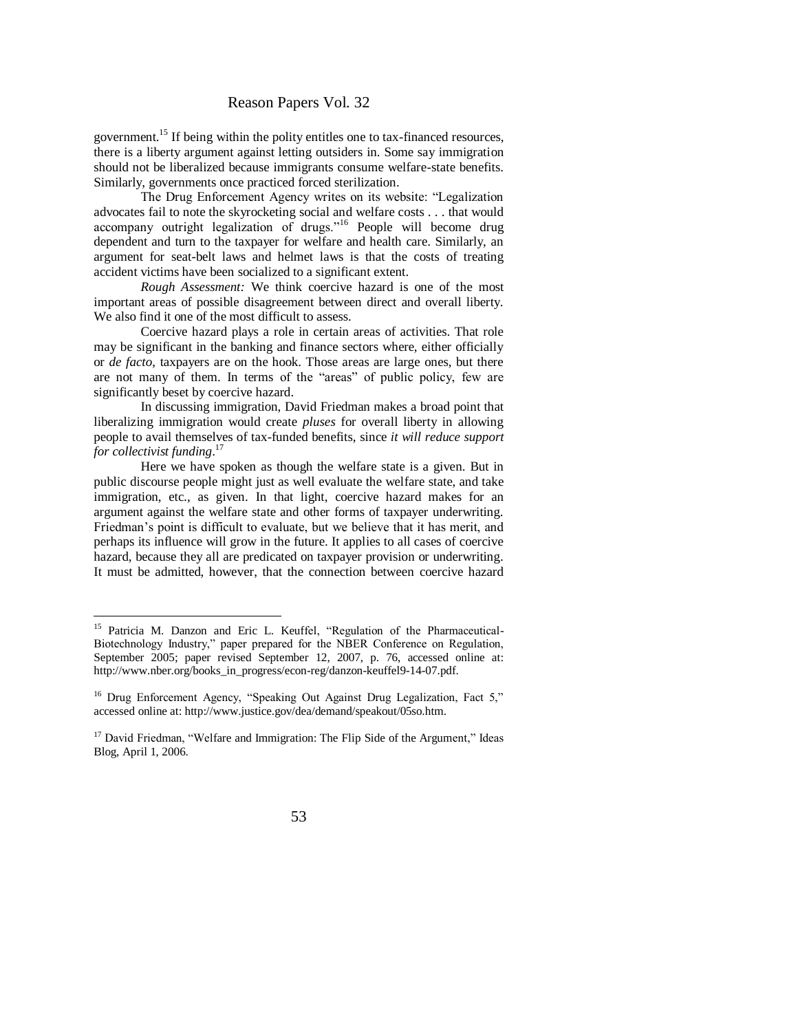government.[15] If being within the polity entitles one to tax-financed resources, there is a liberty argument against letting outsiders in. Some say immigration should not be liberalized because immigrants consume welfare-state benefits. Similarly, governments once practiced forced sterilization.

The Drug Enforcement Agency writes on its website: "Legalization advocates fail to note the skyrocketing social and welfare costs . . . that would accompany outright legalization of drugs."[16] People will become drug dependent and turn to the taxpayer for welfare and health care. Similarly, an argument for seat-belt laws and helmet laws is that the costs of treating accident victims have been socialized to a significant extent.

*Rough Assessment:* We think coercive hazard is one of the most important areas of possible disagreement between direct and overall liberty. We also find it one of the most difficult to assess.

Coercive hazard plays a role in certain areas of activities. That role may be significant in the banking and finance sectors where, either officially or *de facto*, taxpayers are on the hook. Those areas are large ones, but there are not many of them. In terms of the "areas" of public policy, few are significantly beset by coercive hazard.

In discussing immigration, David Friedman makes a broad point that liberalizing immigration would create *pluses* for overall liberty in allowing people to avail themselves of tax-funded benefits, since *it will reduce support for collectivist funding*.[17]

Here we have spoken as though the welfare state is a given. But in public discourse people might just as well evaluate the welfare state, and take immigration, etc., as given. In that light, coercive hazard makes for an argument against the welfare state and other forms of taxpayer underwriting. Friedman's point is difficult to evaluate, but we believe that it has merit, and perhaps its influence will grow in the future. It applies to all cases of coercive hazard, because they all are predicated on taxpayer provision or underwriting. It must be admitted, however, that the connection between coercive hazard

---

[15] Patricia M. Danzon and Eric L. Keuffel, "Regulation of the Pharmaceutical-Biotechnology Industry," paper prepared for the NBER Conference on Regulation, September 2005; paper revised September 12, 2007, p. 76, accessed online at: http://www.nber.org/books_in_progress/econ-reg/danzon-keuffel9-14-07.pdf.

[16] Drug Enforcement Agency, "Speaking Out Against Drug Legalization, Fact 5," accessed online at: http://www.justice.gov/dea/demand/speakout/05so.htm.

[17] David Friedman, "Welfare and Immigration: The Flip Side of the Argument," Ideas Blog, April 1, 2006.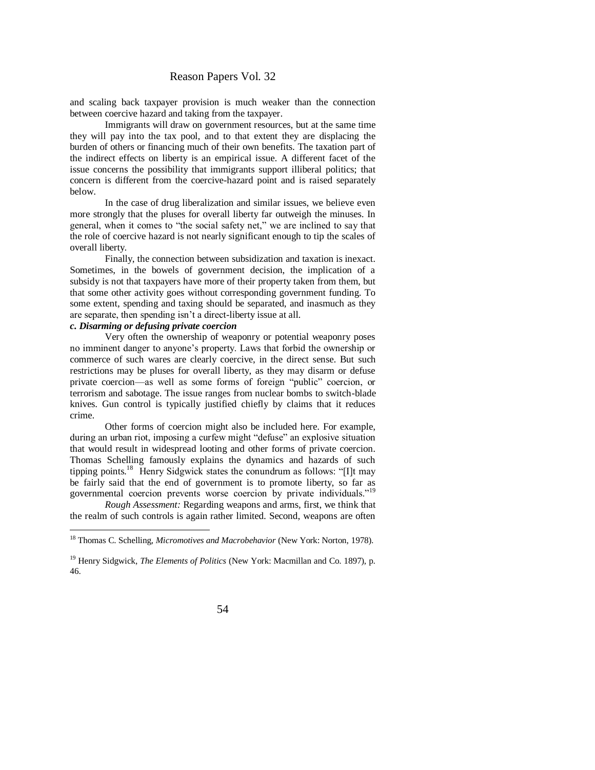and scaling back taxpayer provision is much weaker than the connection between coercive hazard and taking from the taxpayer.

Immigrants will draw on government resources, but at the same time they will pay into the tax pool, and to that extent they are displacing the burden of others or financing much of their own benefits. The taxation part of the indirect effects on liberty is an empirical issue. A different facet of the issue concerns the possibility that immigrants support illiberal politics; that concern is different from the coercive-hazard point and is raised separately below.

In the case of drug liberalization and similar issues, we believe even more strongly that the pluses for overall liberty far outweigh the minuses. In general, when it comes to "the social safety net," we are inclined to say that the role of coercive hazard is not nearly significant enough to tip the scales of overall liberty.

Finally, the connection between subsidization and taxation is inexact. Sometimes, in the bowels of government decision, the implication of a subsidy is not that taxpayers have more of their property taken from them, but that some other activity goes without corresponding government funding. To some extent, spending and taxing should be separated, and inasmuch as they are separate, then spending isn't a direct-liberty issue at all.

***c. Disarming or defusing private coercion***

Very often the ownership of weaponry or potential weaponry poses no imminent danger to anyone's property. Laws that forbid the ownership or commerce of such wares are clearly coercive, in the direct sense. But such restrictions may be pluses for overall liberty, as they may disarm or defuse private coercion—as well as some forms of foreign "public" coercion, or terrorism and sabotage. The issue ranges from nuclear bombs to switch-blade knives. Gun control is typically justified chiefly by claims that it reduces crime.

Other forms of coercion might also be included here. For example, during an urban riot, imposing a curfew might "defuse" an explosive situation that would result in widespread looting and other forms of private coercion. Thomas Schelling famously explains the dynamics and hazards of such tipping points.[18] Henry Sidgwick states the conundrum as follows: "[I]t may be fairly said that the end of government is to promote liberty, so far as governmental coercion prevents worse coercion by private individuals."[19]

*Rough Assessment:* Regarding weapons and arms, first, we think that the realm of such controls is again rather limited. Second, weapons are often

---

[18] Thomas C. Schelling, *Micromotives and Macrobehavior* (New York: Norton, 1978).

[19] Henry Sidgwick, *The Elements of Politics* (New York: Macmillan and Co. 1897), p. 46.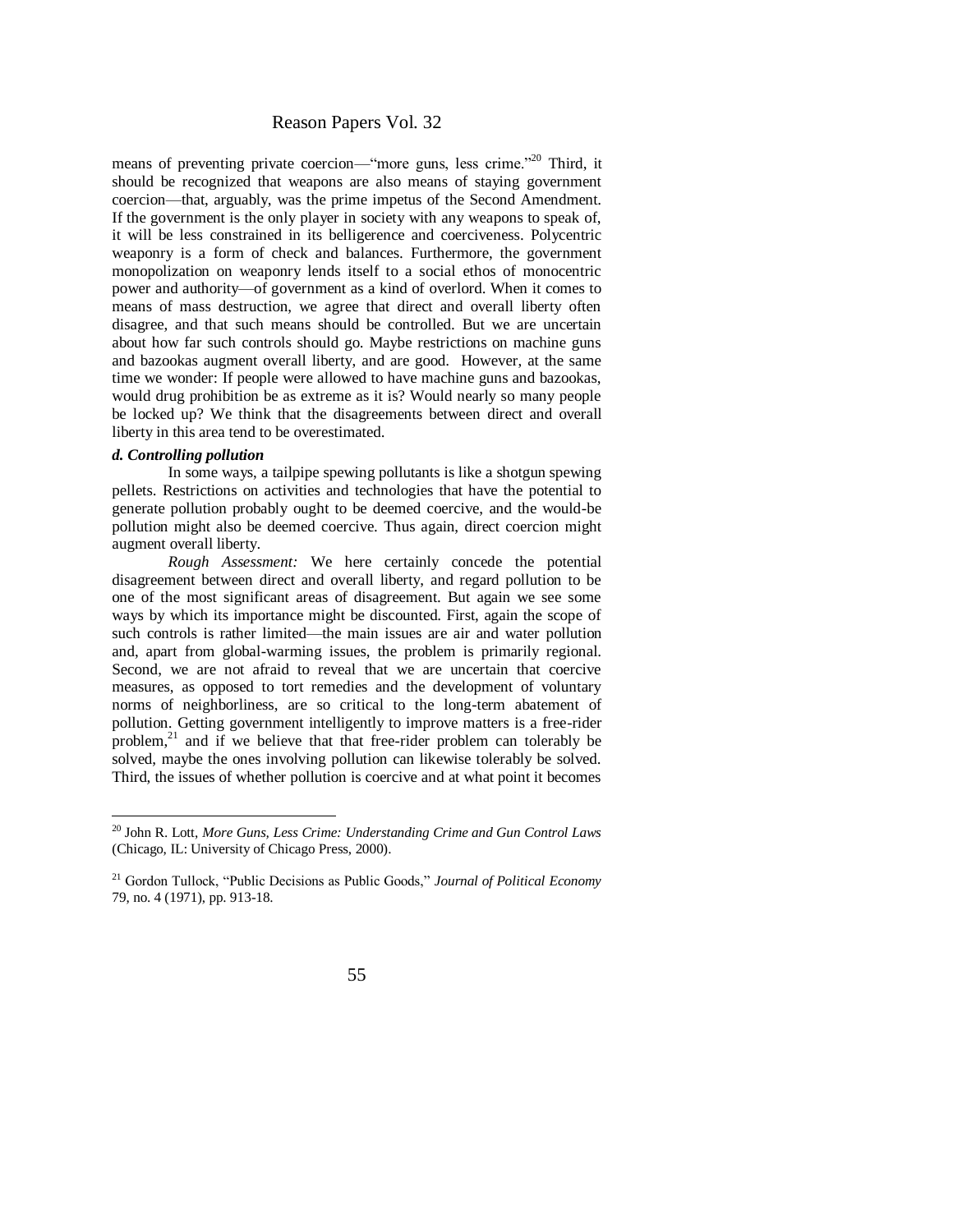means of preventing private coercion—"more guns, less crime."[20] Third, it should be recognized that weapons are also means of staying government coercion—that, arguably, was the prime impetus of the Second Amendment. If the government is the only player in society with any weapons to speak of, it will be less constrained in its belligerence and coerciveness. Polycentric weaponry is a form of check and balances. Furthermore, the government monopolization on weaponry lends itself to a social ethos of monocentric power and authority—of government as a kind of overlord. When it comes to means of mass destruction, we agree that direct and overall liberty often disagree, and that such means should be controlled. But we are uncertain about how far such controls should go. Maybe restrictions on machine guns and bazookas augment overall liberty, and are good. However, at the same time we wonder: If people were allowed to have machine guns and bazookas, would drug prohibition be as extreme as it is? Would nearly so many people be locked up? We think that the disagreements between direct and overall liberty in this area tend to be overestimated.

***d. Controlling pollution***

In some ways, a tailpipe spewing pollutants is like a shotgun spewing pellets. Restrictions on activities and technologies that have the potential to generate pollution probably ought to be deemed coercive, and the would-be pollution might also be deemed coercive. Thus again, direct coercion might augment overall liberty.

*Rough Assessment:* We here certainly concede the potential disagreement between direct and overall liberty, and regard pollution to be one of the most significant areas of disagreement. But again we see some ways by which its importance might be discounted. First, again the scope of such controls is rather limited—the main issues are air and water pollution and, apart from global-warming issues, the problem is primarily regional. Second, we are not afraid to reveal that we are uncertain that coercive measures, as opposed to tort remedies and the development of voluntary norms of neighborliness, are so critical to the long-term abatement of pollution. Getting government intelligently to improve matters is a free-rider problem,[21] and if we believe that that free-rider problem can tolerably be solved, maybe the ones involving pollution can likewise tolerably be solved. Third, the issues of whether pollution is coercive and at what point it becomes

---

[20] John R. Lott, *More Guns, Less Crime: Understanding Crime and Gun Control Laws* (Chicago, IL: University of Chicago Press, 2000).

[21] Gordon Tullock, "Public Decisions as Public Goods," *Journal of Political Economy* 79, no. 4 (1971), pp. 913-18.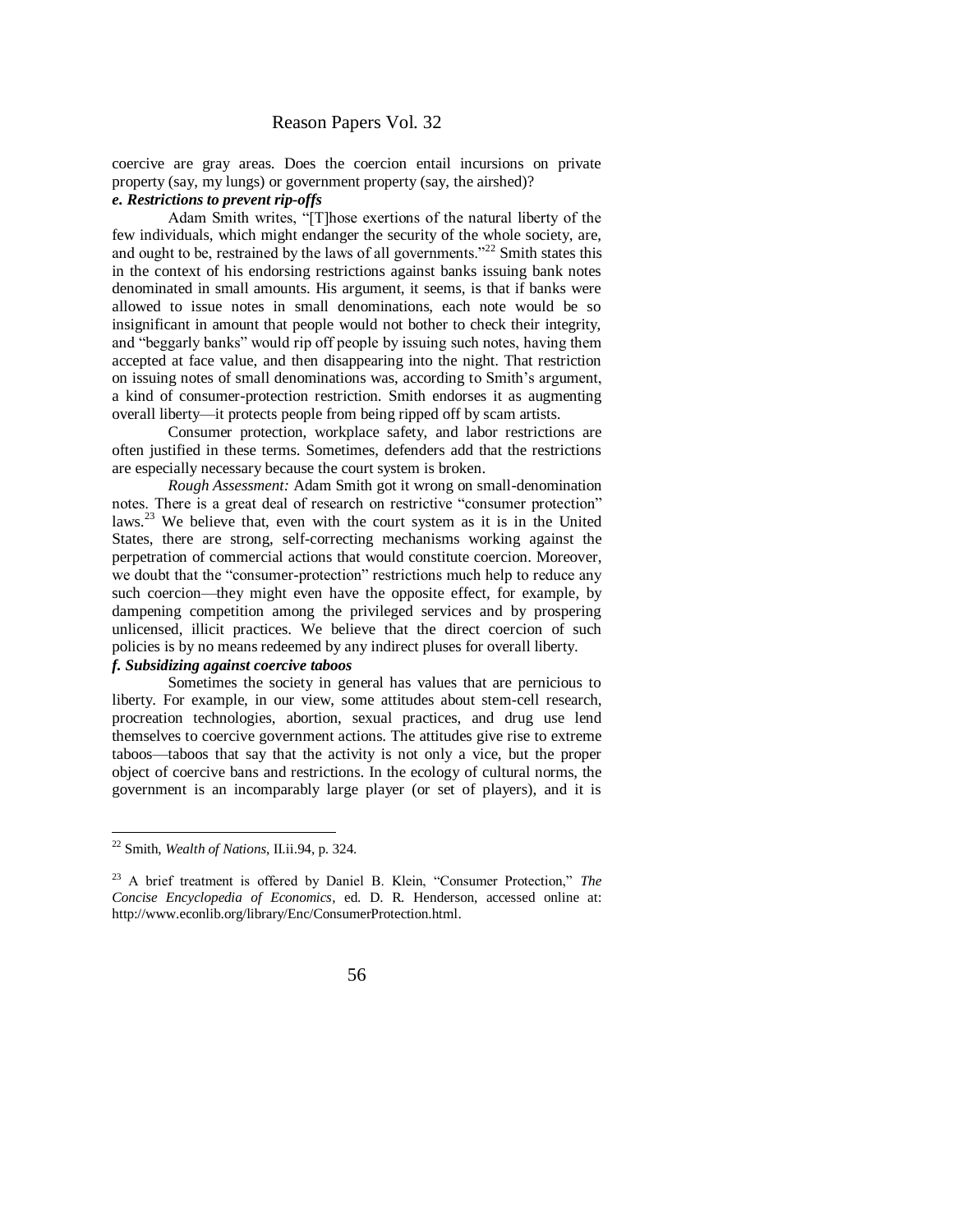coercive are gray areas. Does the coercion entail incursions on private property (say, my lungs) or government property (say, the airshed)?

***e. Restrictions to prevent rip-offs***

Adam Smith writes, "[T]hose exertions of the natural liberty of the few individuals, which might endanger the security of the whole society, are, and ought to be, restrained by the laws of all governments."[22] Smith states this in the context of his endorsing restrictions against banks issuing bank notes denominated in small amounts. His argument, it seems, is that if banks were allowed to issue notes in small denominations, each note would be so insignificant in amount that people would not bother to check their integrity, and "beggarly banks" would rip off people by issuing such notes, having them accepted at face value, and then disappearing into the night. That restriction on issuing notes of small denominations was, according to Smith's argument, a kind of consumer-protection restriction. Smith endorses it as augmenting overall liberty—it protects people from being ripped off by scam artists.

Consumer protection, workplace safety, and labor restrictions are often justified in these terms. Sometimes, defenders add that the restrictions are especially necessary because the court system is broken.

*Rough Assessment:* Adam Smith got it wrong on small-denomination notes. There is a great deal of research on restrictive "consumer protection" laws.[23] We believe that, even with the court system as it is in the United States, there are strong, self-correcting mechanisms working against the perpetration of commercial actions that would constitute coercion. Moreover, we doubt that the "consumer-protection" restrictions much help to reduce any such coercion—they might even have the opposite effect, for example, by dampening competition among the privileged services and by prospering unlicensed, illicit practices. We believe that the direct coercion of such policies is by no means redeemed by any indirect pluses for overall liberty.

***f. Subsidizing against coercive taboos***

Sometimes the society in general has values that are pernicious to liberty. For example, in our view, some attitudes about stem-cell research, procreation technologies, abortion, sexual practices, and drug use lend themselves to coercive government actions. The attitudes give rise to extreme taboos—taboos that say that the activity is not only a vice, but the proper object of coercive bans and restrictions. In the ecology of cultural norms, the government is an incomparably large player (or set of players), and it is

---

[22] Smith, *Wealth of Nations*, II.ii.94, p. 324.

[23] A brief treatment is offered by Daniel B. Klein, "Consumer Protection," *The Concise Encyclopedia of Economics*, ed. D. R. Henderson, accessed online at: http://www.econlib.org/library/Enc/ConsumerProtection.html.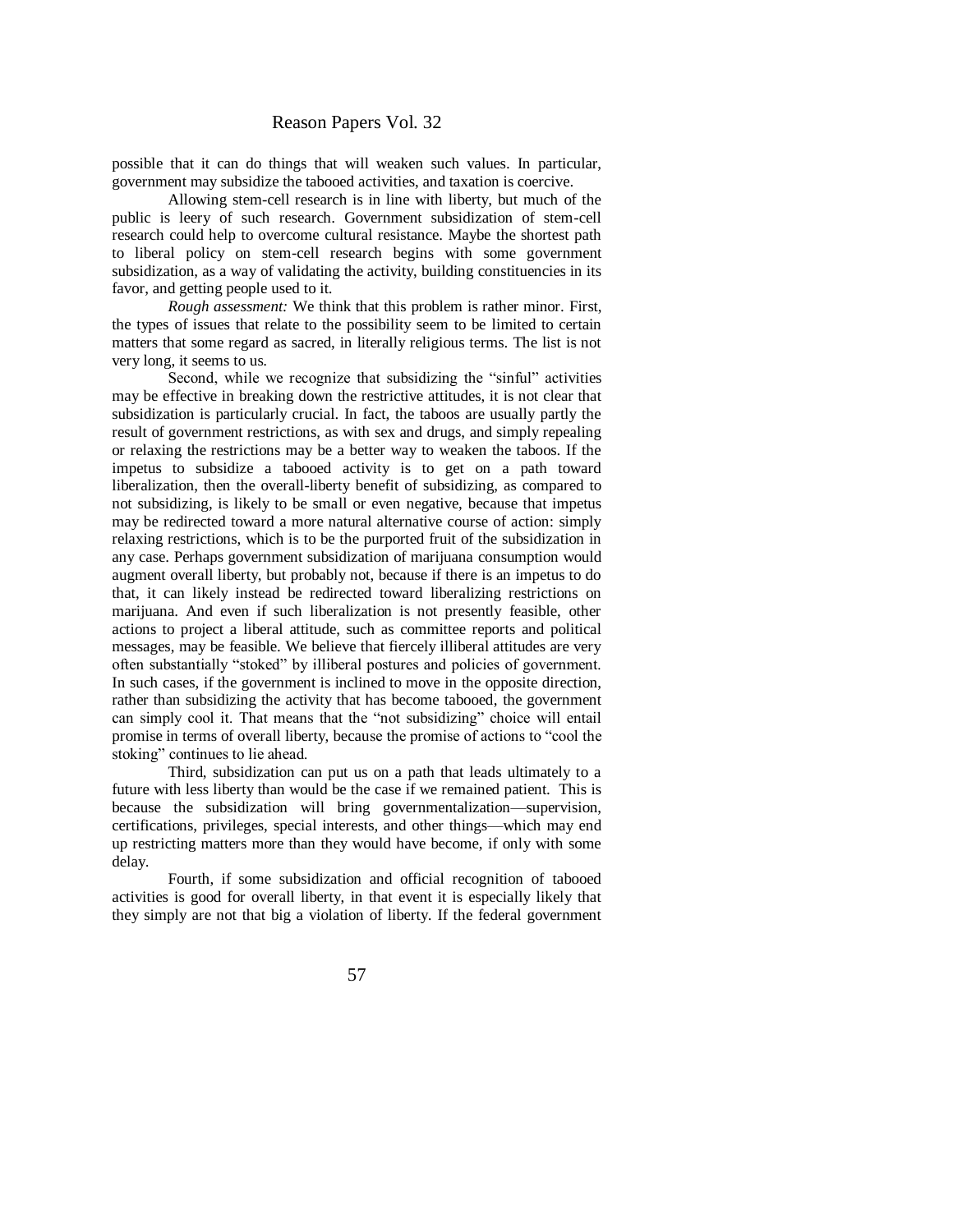possible that it can do things that will weaken such values. In particular, government may subsidize the tabooed activities, and taxation is coercive.

Allowing stem-cell research is in line with liberty, but much of the public is leery of such research. Government subsidization of stem-cell research could help to overcome cultural resistance. Maybe the shortest path to liberal policy on stem-cell research begins with some government subsidization, as a way of validating the activity, building constituencies in its favor, and getting people used to it.

*Rough assessment:* We think that this problem is rather minor. First, the types of issues that relate to the possibility seem to be limited to certain matters that some regard as sacred, in literally religious terms. The list is not very long, it seems to us.

Second, while we recognize that subsidizing the "sinful" activities may be effective in breaking down the restrictive attitudes, it is not clear that subsidization is particularly crucial. In fact, the taboos are usually partly the result of government restrictions, as with sex and drugs, and simply repealing or relaxing the restrictions may be a better way to weaken the taboos. If the impetus to subsidize a tabooed activity is to get on a path toward liberalization, then the overall-liberty benefit of subsidizing, as compared to not subsidizing, is likely to be small or even negative, because that impetus may be redirected toward a more natural alternative course of action: simply relaxing restrictions, which is to be the purported fruit of the subsidization in any case. Perhaps government subsidization of marijuana consumption would augment overall liberty, but probably not, because if there is an impetus to do that, it can likely instead be redirected toward liberalizing restrictions on marijuana. And even if such liberalization is not presently feasible, other actions to project a liberal attitude, such as committee reports and political messages, may be feasible. We believe that fiercely illiberal attitudes are very often substantially "stoked" by illiberal postures and policies of government. In such cases, if the government is inclined to move in the opposite direction, rather than subsidizing the activity that has become tabooed, the government can simply cool it. That means that the "not subsidizing" choice will entail promise in terms of overall liberty, because the promise of actions to "cool the stoking" continues to lie ahead.

Third, subsidization can put us on a path that leads ultimately to a future with less liberty than would be the case if we remained patient. This is because the subsidization will bring governmentalization—supervision, certifications, privileges, special interests, and other things—which may end up restricting matters more than they would have become, if only with some delay.

Fourth, if some subsidization and official recognition of tabooed activities is good for overall liberty, in that event it is especially likely that they simply are not that big a violation of liberty. If the federal government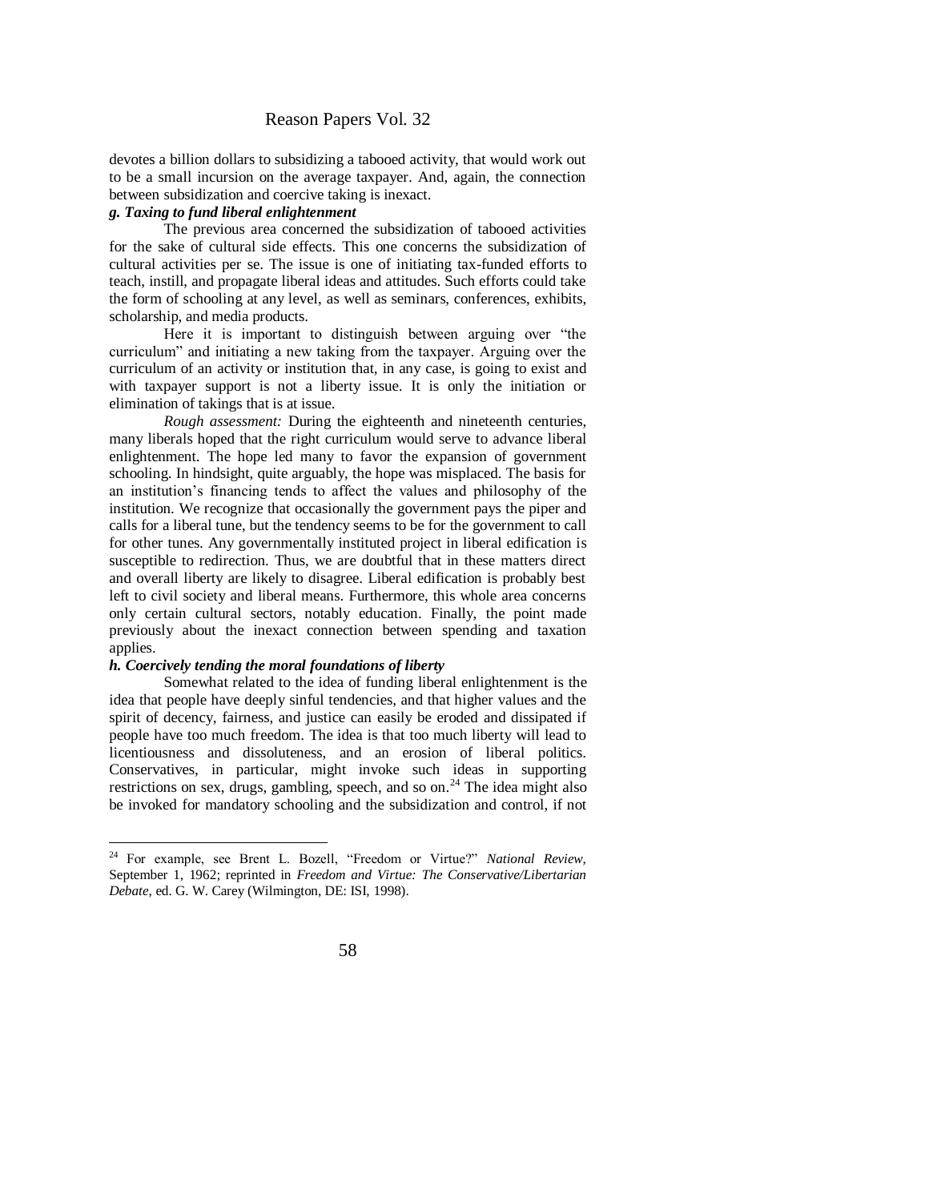devotes a billion dollars to subsidizing a tabooed activity, that would work out to be a small incursion on the average taxpayer. And, again, the connection between subsidization and coercive taking is inexact.

***g. Taxing to fund liberal enlightenment***

The previous area concerned the subsidization of tabooed activities for the sake of cultural side effects. This one concerns the subsidization of cultural activities per se. The issue is one of initiating tax-funded efforts to teach, instill, and propagate liberal ideas and attitudes. Such efforts could take the form of schooling at any level, as well as seminars, conferences, exhibits, scholarship, and media products.

Here it is important to distinguish between arguing over "the curriculum" and initiating a new taking from the taxpayer. Arguing over the curriculum of an activity or institution that, in any case, is going to exist and with taxpayer support is not a liberty issue. It is only the initiation or elimination of takings that is at issue.

*Rough assessment:* During the eighteenth and nineteenth centuries, many liberals hoped that the right curriculum would serve to advance liberal enlightenment. The hope led many to favor the expansion of government schooling. In hindsight, quite arguably, the hope was misplaced. The basis for an institution's financing tends to affect the values and philosophy of the institution. We recognize that occasionally the government pays the piper and calls for a liberal tune, but the tendency seems to be for the government to call for other tunes. Any governmentally instituted project in liberal edification is susceptible to redirection. Thus, we are doubtful that in these matters direct and overall liberty are likely to disagree. Liberal edification is probably best left to civil society and liberal means. Furthermore, this whole area concerns only certain cultural sectors, notably education. Finally, the point made previously about the inexact connection between spending and taxation applies.

***h. Coercively tending the moral foundations of liberty***

Somewhat related to the idea of funding liberal enlightenment is the idea that people have deeply sinful tendencies, and that higher values and the spirit of decency, fairness, and justice can easily be eroded and dissipated if people have too much freedom. The idea is that too much liberty will lead to licentiousness and dissoluteness, and an erosion of liberal politics. Conservatives, in particular, might invoke such ideas in supporting restrictions on sex, drugs, gambling, speech, and so on.[24] The idea might also be invoked for mandatory schooling and the subsidization and control, if not

---

[24] For example, see Brent L. Bozell, "Freedom or Virtue?" *National Review*, September 1, 1962; reprinted in *Freedom and Virtue: The Conservative/Libertarian Debate*, ed. G. W. Carey (Wilmington, DE: ISI, 1998).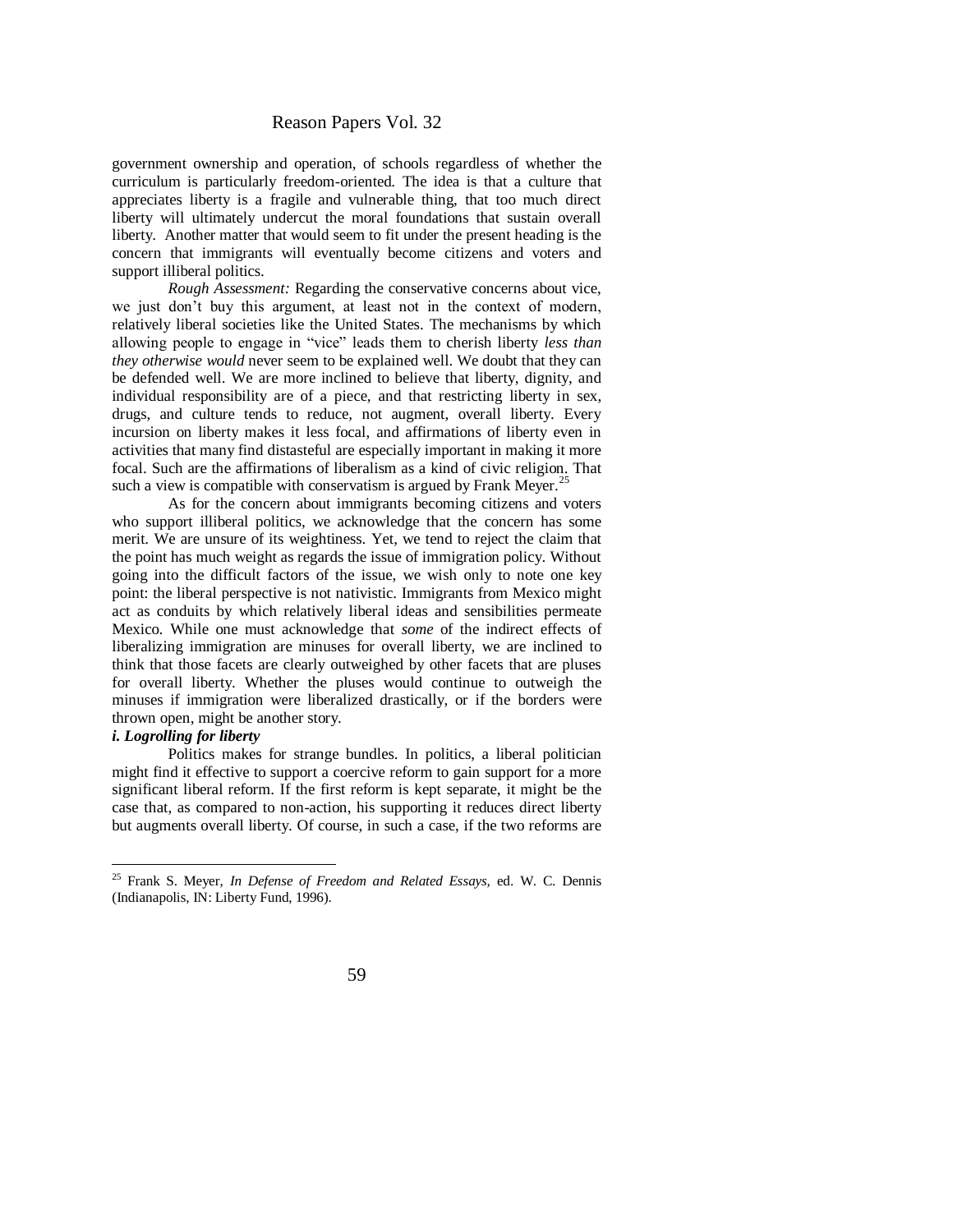government ownership and operation, of schools regardless of whether the curriculum is particularly freedom-oriented. The idea is that a culture that appreciates liberty is a fragile and vulnerable thing, that too much direct liberty will ultimately undercut the moral foundations that sustain overall liberty. Another matter that would seem to fit under the present heading is the concern that immigrants will eventually become citizens and voters and support illiberal politics.

*Rough Assessment:* Regarding the conservative concerns about vice, we just don't buy this argument, at least not in the context of modern, relatively liberal societies like the United States. The mechanisms by which allowing people to engage in "vice" leads them to cherish liberty *less than they otherwise would* never seem to be explained well. We doubt that they can be defended well. We are more inclined to believe that liberty, dignity, and individual responsibility are of a piece, and that restricting liberty in sex, drugs, and culture tends to reduce, not augment, overall liberty. Every incursion on liberty makes it less focal, and affirmations of liberty even in activities that many find distasteful are especially important in making it more focal. Such are the affirmations of liberalism as a kind of civic religion. That such a view is compatible with conservatism is argued by Frank Meyer.[25]

As for the concern about immigrants becoming citizens and voters who support illiberal politics, we acknowledge that the concern has some merit. We are unsure of its weightiness. Yet, we tend to reject the claim that the point has much weight as regards the issue of immigration policy. Without going into the difficult factors of the issue, we wish only to note one key point: the liberal perspective is not nativistic. Immigrants from Mexico might act as conduits by which relatively liberal ideas and sensibilities permeate Mexico. While one must acknowledge that *some* of the indirect effects of liberalizing immigration are minuses for overall liberty, we are inclined to think that those facets are clearly outweighed by other facets that are pluses for overall liberty. Whether the pluses would continue to outweigh the minuses if immigration were liberalized drastically, or if the borders were thrown open, might be another story.

***i. Logrolling for liberty***

Politics makes for strange bundles. In politics, a liberal politician might find it effective to support a coercive reform to gain support for a more significant liberal reform. If the first reform is kept separate, it might be the case that, as compared to non-action, his supporting it reduces direct liberty but augments overall liberty. Of course, in such a case, if the two reforms are

[25] Frank S. Meyer, *In Defense of Freedom and Related Essays*, ed. W. C. Dennis (Indianapolis, IN: Liberty Fund, 1996).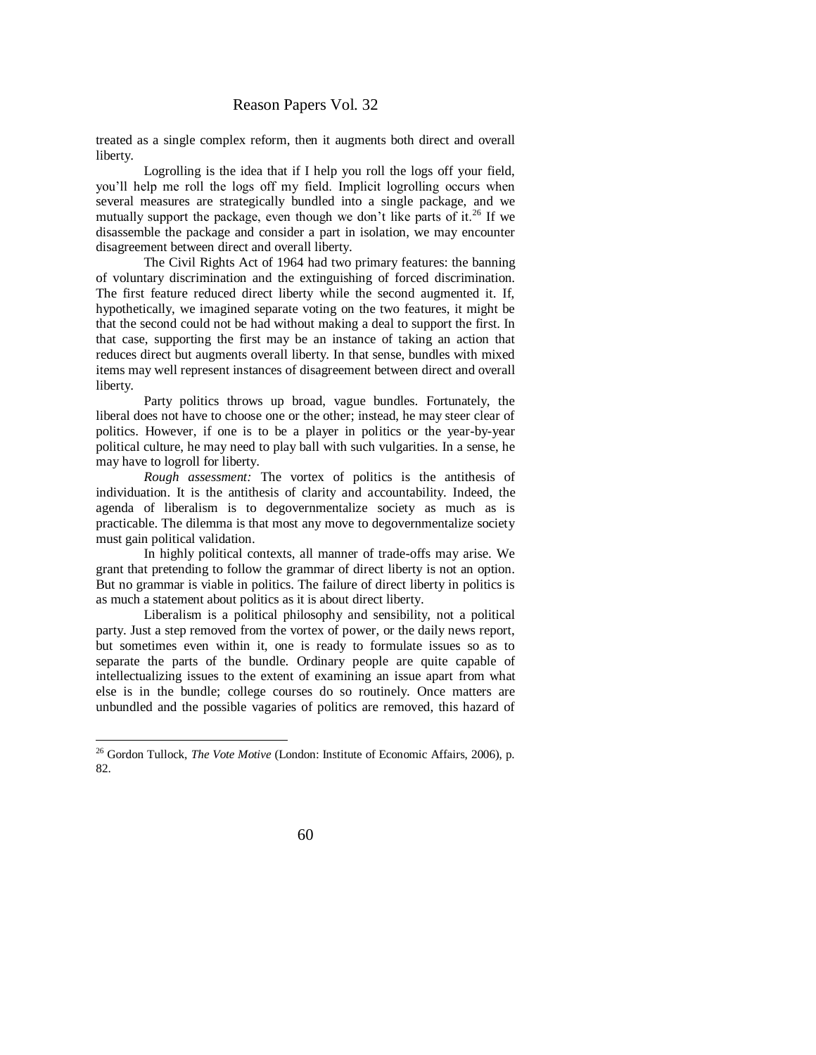treated as a single complex reform, then it augments both direct and overall liberty.

Logrolling is the idea that if I help you roll the logs off your field, you'll help me roll the logs off my field. Implicit logrolling occurs when several measures are strategically bundled into a single package, and we mutually support the package, even though we don't like parts of it.[26] If we disassemble the package and consider a part in isolation, we may encounter disagreement between direct and overall liberty.

The Civil Rights Act of 1964 had two primary features: the banning of voluntary discrimination and the extinguishing of forced discrimination. The first feature reduced direct liberty while the second augmented it. If, hypothetically, we imagined separate voting on the two features, it might be that the second could not be had without making a deal to support the first. In that case, supporting the first may be an instance of taking an action that reduces direct but augments overall liberty. In that sense, bundles with mixed items may well represent instances of disagreement between direct and overall liberty.

Party politics throws up broad, vague bundles. Fortunately, the liberal does not have to choose one or the other; instead, he may steer clear of politics. However, if one is to be a player in politics or the year-by-year political culture, he may need to play ball with such vulgarities. In a sense, he may have to logroll for liberty.

*Rough assessment:* The vortex of politics is the antithesis of individuation. It is the antithesis of clarity and accountability. Indeed, the agenda of liberalism is to degovernmentalize society as much as is practicable. The dilemma is that most any move to degovernmentalize society must gain political validation.

In highly political contexts, all manner of trade-offs may arise. We grant that pretending to follow the grammar of direct liberty is not an option. But no grammar is viable in politics. The failure of direct liberty in politics is as much a statement about politics as it is about direct liberty.

Liberalism is a political philosophy and sensibility, not a political party. Just a step removed from the vortex of power, or the daily news report, but sometimes even within it, one is ready to formulate issues so as to separate the parts of the bundle. Ordinary people are quite capable of intellectualizing issues to the extent of examining an issue apart from what else is in the bundle; college courses do so routinely. Once matters are unbundled and the possible vagaries of politics are removed, this hazard of

---

[26] Gordon Tullock, *The Vote Motive* (London: Institute of Economic Affairs, 2006), p. 82.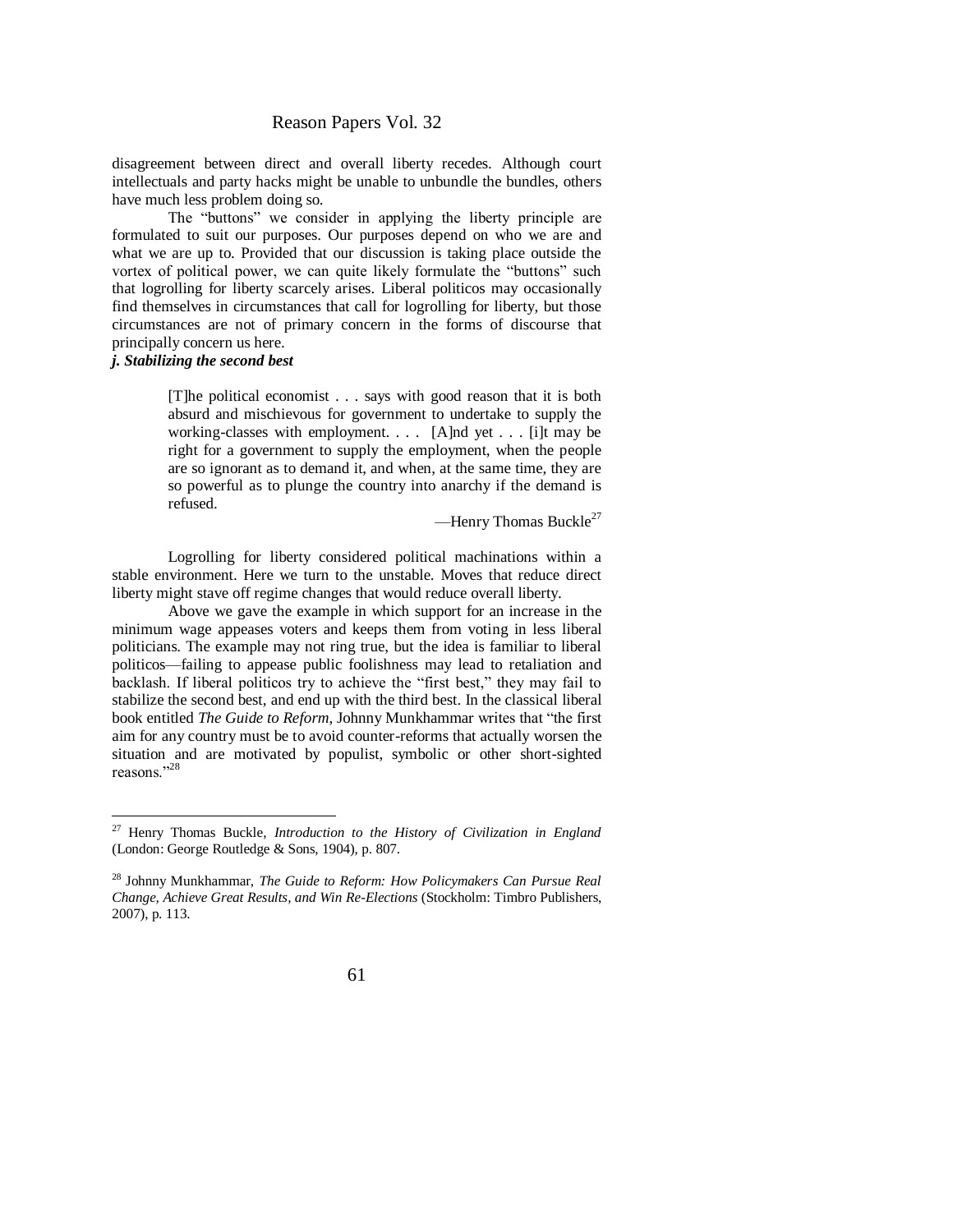disagreement between direct and overall liberty recedes. Although court intellectuals and party hacks might be unable to unbundle the bundles, others have much less problem doing so.

The "buttons" we consider in applying the liberty principle are formulated to suit our purposes. Our purposes depend on who we are and what we are up to. Provided that our discussion is taking place outside the vortex of political power, we can quite likely formulate the "buttons" such that logrolling for liberty scarcely arises. Liberal politicos may occasionally find themselves in circumstances that call for logrolling for liberty, but those circumstances are not of primary concern in the forms of discourse that principally concern us here.

***j. Stabilizing the second best***

> [T]he political economist . . . says with good reason that it is both absurd and mischievous for government to undertake to supply the working-classes with employment. . . . [A]nd yet . . . [i]t may be right for a government to supply the employment, when the people are so ignorant as to demand it, and when, at the same time, they are so powerful as to plunge the country into anarchy if the demand is refused.
>
> —Henry Thomas Buckle[27]

Logrolling for liberty considered political machinations within a stable environment. Here we turn to the unstable. Moves that reduce direct liberty might stave off regime changes that would reduce overall liberty.

Above we gave the example in which support for an increase in the minimum wage appeases voters and keeps them from voting in less liberal politicians. The example may not ring true, but the idea is familiar to liberal politicos—failing to appease public foolishness may lead to retaliation and backlash. If liberal politicos try to achieve the "first best," they may fail to stabilize the second best, and end up with the third best. In the classical liberal book entitled *The Guide to Reform*, Johnny Munkhammar writes that "the first aim for any country must be to avoid counter-reforms that actually worsen the situation and are motivated by populist, symbolic or other short-sighted reasons."[28]

---

[27] Henry Thomas Buckle, *Introduction to the History of Civilization in England* (London: George Routledge & Sons, 1904), p. 807.

[28] Johnny Munkhammar, *The Guide to Reform: How Policymakers Can Pursue Real Change, Achieve Great Results, and Win Re-Elections* (Stockholm: Timbro Publishers, 2007), p. 113.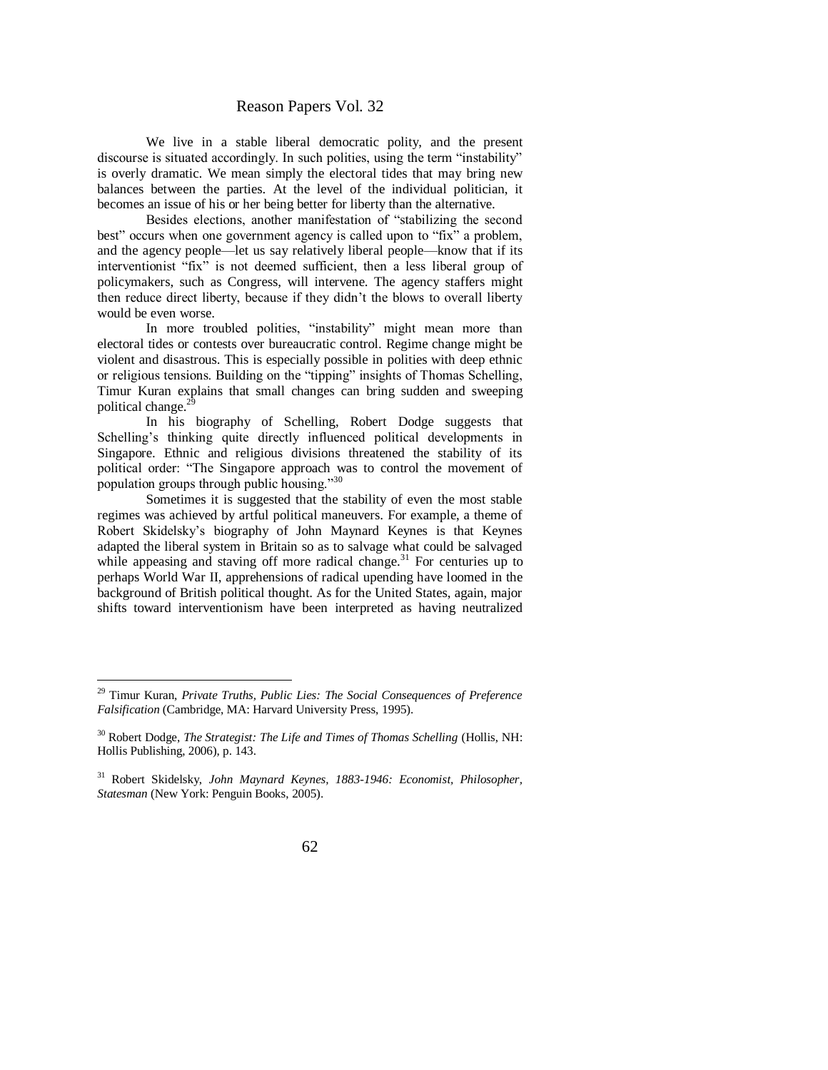We live in a stable liberal democratic polity, and the present discourse is situated accordingly. In such polities, using the term "instability" is overly dramatic. We mean simply the electoral tides that may bring new balances between the parties. At the level of the individual politician, it becomes an issue of his or her being better for liberty than the alternative.

Besides elections, another manifestation of "stabilizing the second best" occurs when one government agency is called upon to "fix" a problem, and the agency people—let us say relatively liberal people—know that if its interventionist "fix" is not deemed sufficient, then a less liberal group of policymakers, such as Congress, will intervene. The agency staffers might then reduce direct liberty, because if they didn't the blows to overall liberty would be even worse.

In more troubled polities, "instability" might mean more than electoral tides or contests over bureaucratic control. Regime change might be violent and disastrous. This is especially possible in polities with deep ethnic or religious tensions. Building on the "tipping" insights of Thomas Schelling, Timur Kuran explains that small changes can bring sudden and sweeping political change.[29]

In his biography of Schelling, Robert Dodge suggests that Schelling's thinking quite directly influenced political developments in Singapore. Ethnic and religious divisions threatened the stability of its political order: "The Singapore approach was to control the movement of population groups through public housing."[30]

Sometimes it is suggested that the stability of even the most stable regimes was achieved by artful political maneuvers. For example, a theme of Robert Skidelsky's biography of John Maynard Keynes is that Keynes adapted the liberal system in Britain so as to salvage what could be salvaged while appeasing and staving off more radical change.[31] For centuries up to perhaps World War II, apprehensions of radical upending have loomed in the background of British political thought. As for the United States, again, major shifts toward interventionism have been interpreted as having neutralized

---

[29] Timur Kuran, *Private Truths, Public Lies: The Social Consequences of Preference Falsification* (Cambridge, MA: Harvard University Press, 1995).

[30] Robert Dodge, *The Strategist: The Life and Times of Thomas Schelling* (Hollis, NH: Hollis Publishing, 2006), p. 143.

[31] Robert Skidelsky, *John Maynard Keynes, 1883-1946: Economist, Philosopher, Statesman* (New York: Penguin Books, 2005).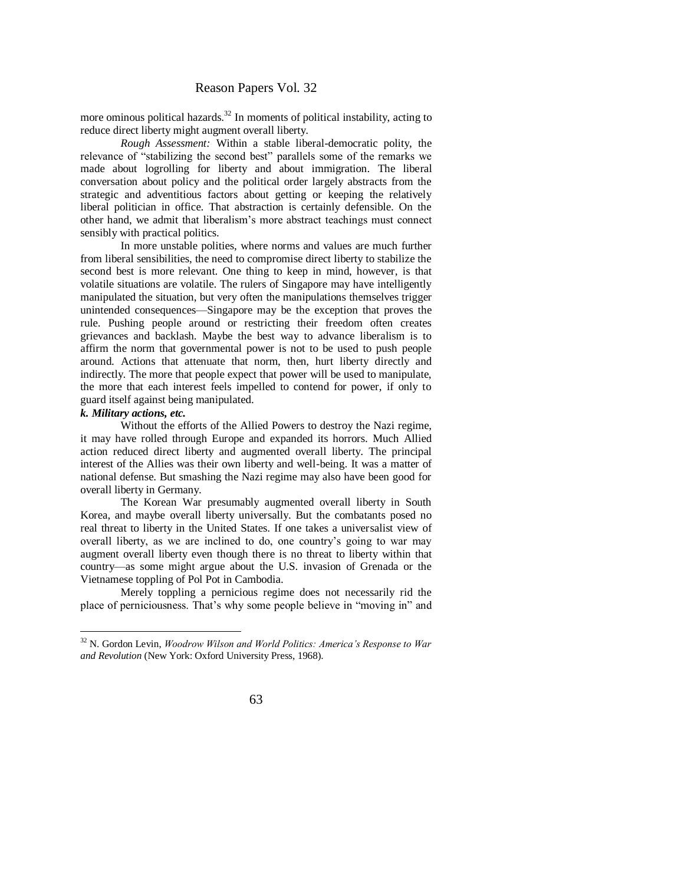more ominous political hazards.[32] In moments of political instability, acting to reduce direct liberty might augment overall liberty.

*Rough Assessment:* Within a stable liberal-democratic polity, the relevance of "stabilizing the second best" parallels some of the remarks we made about logrolling for liberty and about immigration. The liberal conversation about policy and the political order largely abstracts from the strategic and adventitious factors about getting or keeping the relatively liberal politician in office. That abstraction is certainly defensible. On the other hand, we admit that liberalism's more abstract teachings must connect sensibly with practical politics.

In more unstable polities, where norms and values are much further from liberal sensibilities, the need to compromise direct liberty to stabilize the second best is more relevant. One thing to keep in mind, however, is that volatile situations are volatile. The rulers of Singapore may have intelligently manipulated the situation, but very often the manipulations themselves trigger unintended consequences—Singapore may be the exception that proves the rule. Pushing people around or restricting their freedom often creates grievances and backlash. Maybe the best way to advance liberalism is to affirm the norm that governmental power is not to be used to push people around. Actions that attenuate that norm, then, hurt liberty directly and indirectly. The more that people expect that power will be used to manipulate, the more that each interest feels impelled to contend for power, if only to guard itself against being manipulated.

***k. Military actions, etc.***

Without the efforts of the Allied Powers to destroy the Nazi regime, it may have rolled through Europe and expanded its horrors. Much Allied action reduced direct liberty and augmented overall liberty. The principal interest of the Allies was their own liberty and well-being. It was a matter of national defense. But smashing the Nazi regime may also have been good for overall liberty in Germany.

The Korean War presumably augmented overall liberty in South Korea, and maybe overall liberty universally. But the combatants posed no real threat to liberty in the United States. If one takes a universalist view of overall liberty, as we are inclined to do, one country's going to war may augment overall liberty even though there is no threat to liberty within that country—as some might argue about the U.S. invasion of Grenada or the Vietnamese toppling of Pol Pot in Cambodia.

Merely toppling a pernicious regime does not necessarily rid the place of perniciousness. That's why some people believe in "moving in" and

---

[32] N. Gordon Levin, *Woodrow Wilson and World Politics: America's Response to War and Revolution* (New York: Oxford University Press, 1968).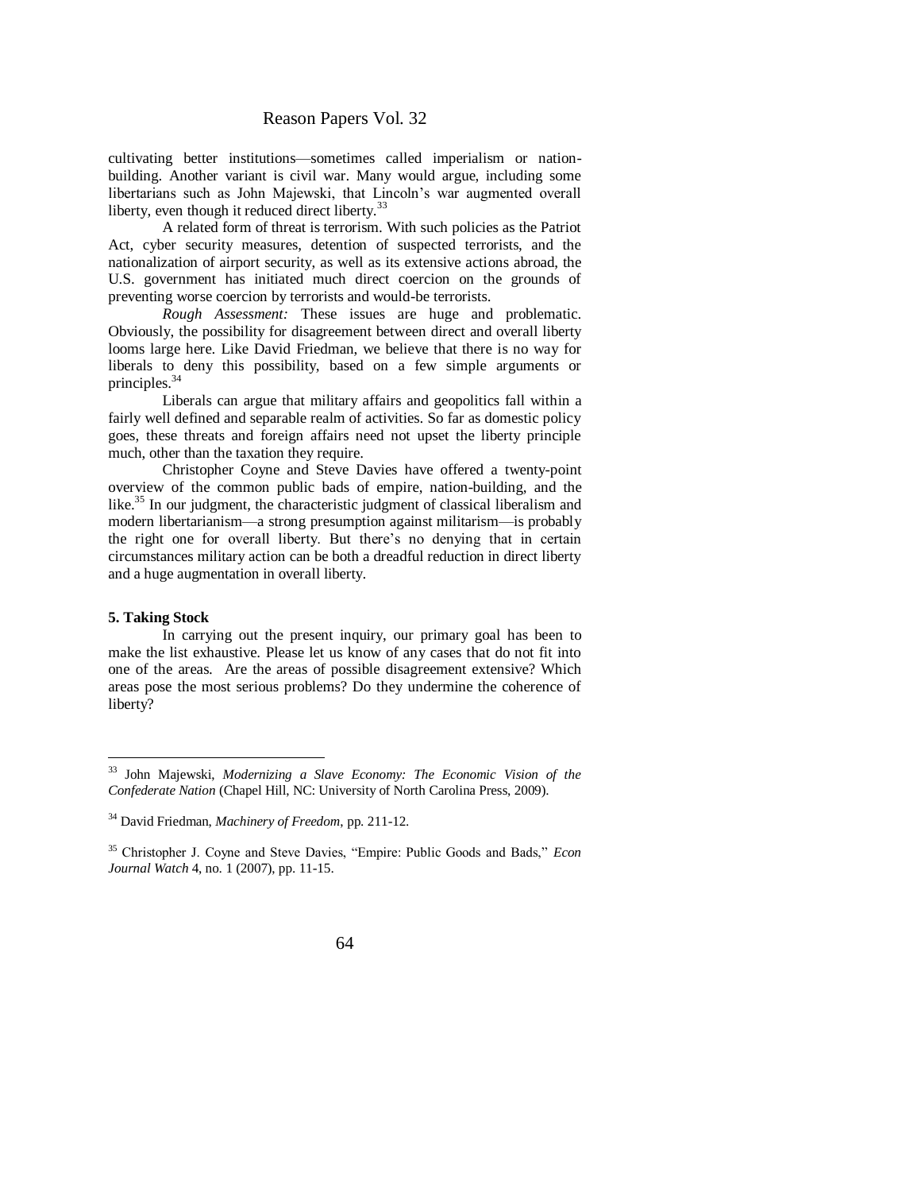cultivating better institutions—sometimes called imperialism or nation-building. Another variant is civil war. Many would argue, including some libertarians such as John Majewski, that Lincoln's war augmented overall liberty, even though it reduced direct liberty.[33]

A related form of threat is terrorism. With such policies as the Patriot Act, cyber security measures, detention of suspected terrorists, and the nationalization of airport security, as well as its extensive actions abroad, the U.S. government has initiated much direct coercion on the grounds of preventing worse coercion by terrorists and would-be terrorists.

*Rough Assessment:* These issues are huge and problematic. Obviously, the possibility for disagreement between direct and overall liberty looms large here. Like David Friedman, we believe that there is no way for liberals to deny this possibility, based on a few simple arguments or principles.[34]

Liberals can argue that military affairs and geopolitics fall within a fairly well defined and separable realm of activities. So far as domestic policy goes, these threats and foreign affairs need not upset the liberty principle much, other than the taxation they require.

Christopher Coyne and Steve Davies have offered a twenty-point overview of the common public bads of empire, nation-building, and the like.[35] In our judgment, the characteristic judgment of classical liberalism and modern libertarianism—a strong presumption against militarism—is probably the right one for overall liberty. But there's no denying that in certain circumstances military action can be both a dreadful reduction in direct liberty and a huge augmentation in overall liberty.

**5. Taking Stock**

In carrying out the present inquiry, our primary goal has been to make the list exhaustive. Please let us know of any cases that do not fit into one of the areas. Are the areas of possible disagreement extensive? Which areas pose the most serious problems? Do they undermine the coherence of liberty?

---

[33] John Majewski, *Modernizing a Slave Economy: The Economic Vision of the Confederate Nation* (Chapel Hill, NC: University of North Carolina Press, 2009).

[34] David Friedman, *Machinery of Freedom*, pp. 211-12.

[35] Christopher J. Coyne and Steve Davies, "Empire: Public Goods and Bads," *Econ Journal Watch* 4, no. 1 (2007), pp. 11-15.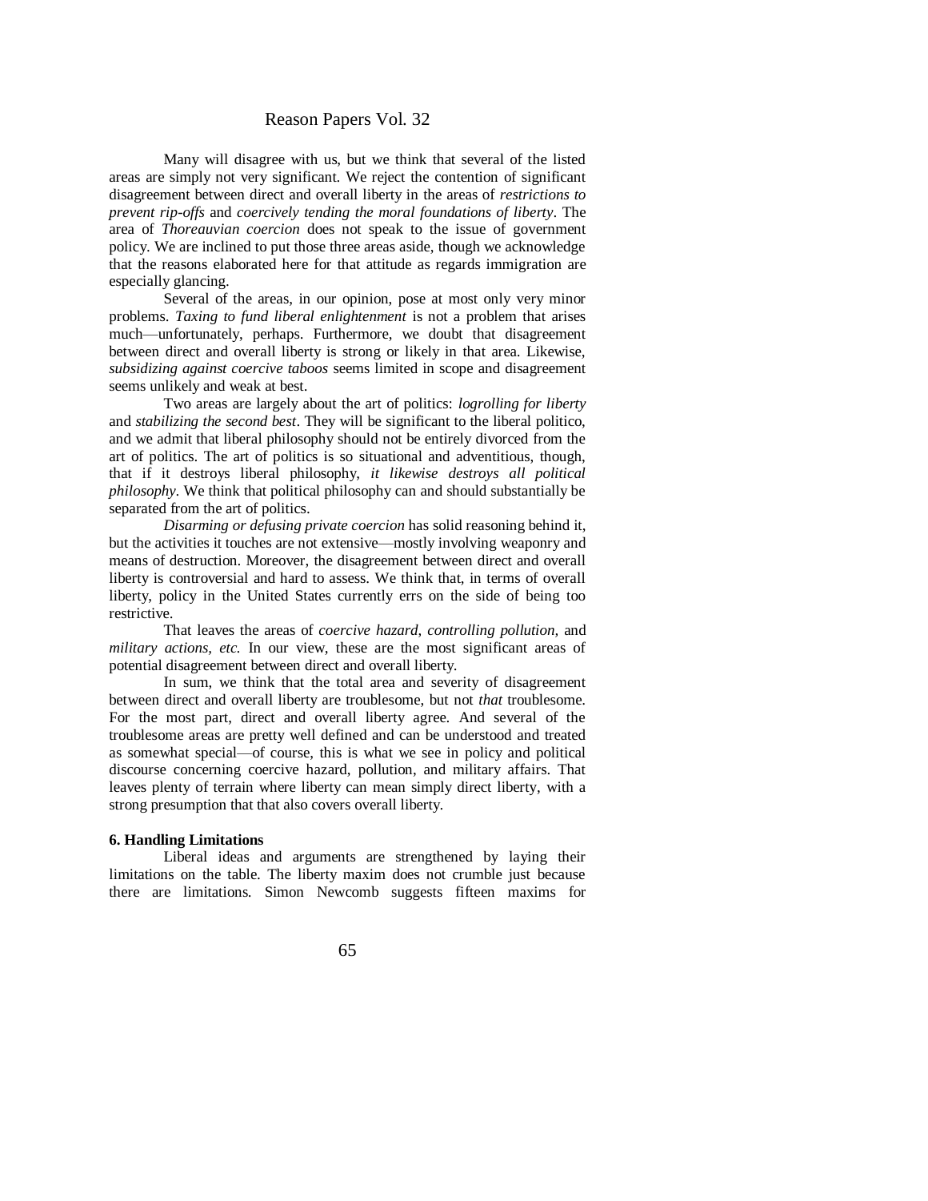Many will disagree with us, but we think that several of the listed areas are simply not very significant. We reject the contention of significant disagreement between direct and overall liberty in the areas of *restrictions to prevent rip-offs* and *coercively tending the moral foundations of liberty*. The area of *Thoreauvian coercion* does not speak to the issue of government policy. We are inclined to put those three areas aside, though we acknowledge that the reasons elaborated here for that attitude as regards immigration are especially glancing.

Several of the areas, in our opinion, pose at most only very minor problems. *Taxing to fund liberal enlightenment* is not a problem that arises much—unfortunately, perhaps. Furthermore, we doubt that disagreement between direct and overall liberty is strong or likely in that area. Likewise, *subsidizing against coercive taboos* seems limited in scope and disagreement seems unlikely and weak at best.

Two areas are largely about the art of politics: *logrolling for liberty* and *stabilizing the second best*. They will be significant to the liberal politico, and we admit that liberal philosophy should not be entirely divorced from the art of politics. The art of politics is so situational and adventitious, though, that if it destroys liberal philosophy, *it likewise destroys all political philosophy*. We think that political philosophy can and should substantially be separated from the art of politics.

*Disarming or defusing private coercion* has solid reasoning behind it, but the activities it touches are not extensive—mostly involving weaponry and means of destruction. Moreover, the disagreement between direct and overall liberty is controversial and hard to assess. We think that, in terms of overall liberty, policy in the United States currently errs on the side of being too restrictive.

That leaves the areas of *coercive hazard*, *controlling pollution*, and *military actions, etc.* In our view, these are the most significant areas of potential disagreement between direct and overall liberty.

In sum, we think that the total area and severity of disagreement between direct and overall liberty are troublesome, but not *that* troublesome. For the most part, direct and overall liberty agree. And several of the troublesome areas are pretty well defined and can be understood and treated as somewhat special—of course, this is what we see in policy and political discourse concerning coercive hazard, pollution, and military affairs. That leaves plenty of terrain where liberty can mean simply direct liberty, with a strong presumption that that also covers overall liberty.

### 6. Handling Limitations

Liberal ideas and arguments are strengthened by laying their limitations on the table. The liberty maxim does not crumble just because there are limitations. Simon Newcomb suggests fifteen maxims for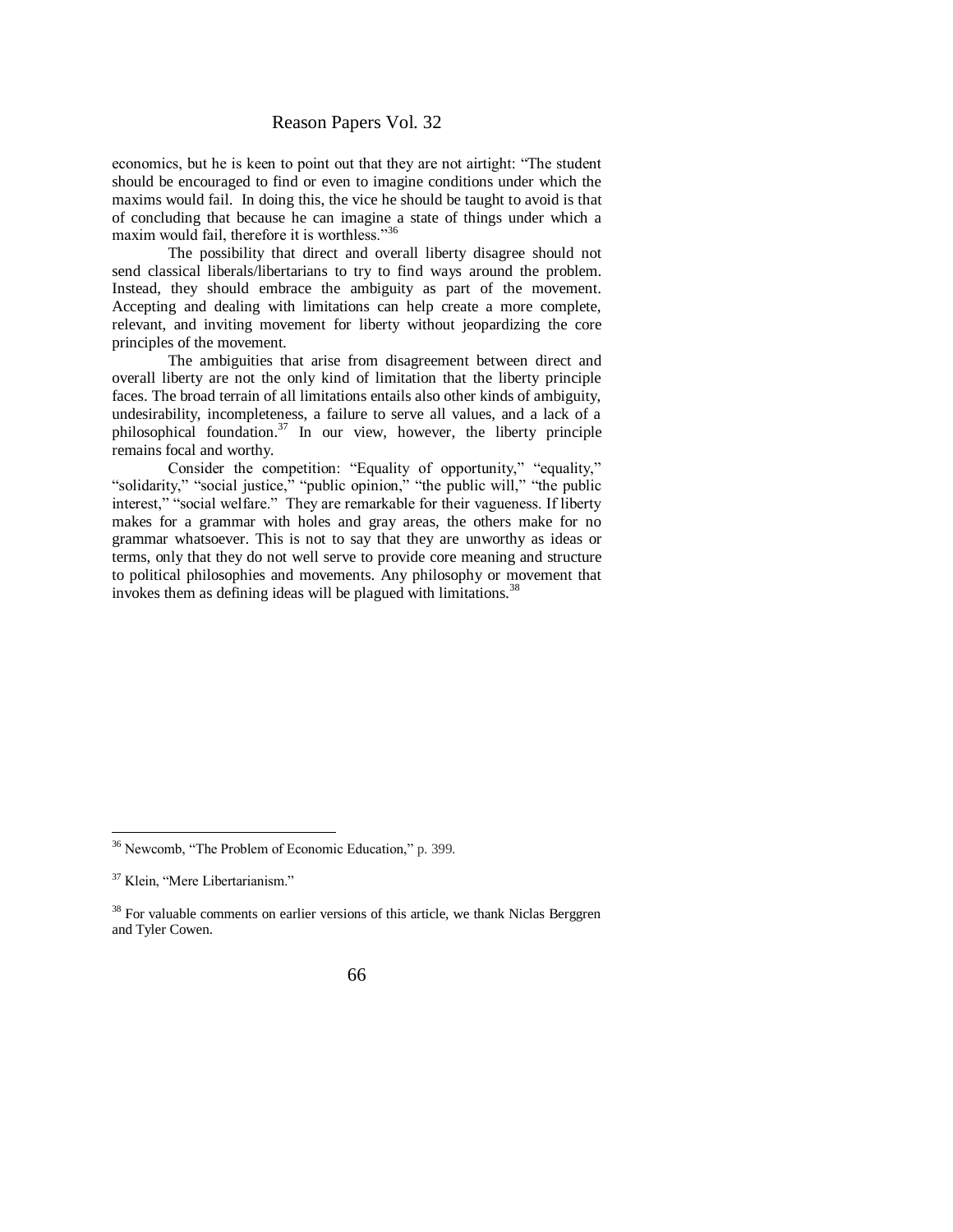economics, but he is keen to point out that they are not airtight: "The student should be encouraged to find or even to imagine conditions under which the maxims would fail. In doing this, the vice he should be taught to avoid is that of concluding that because he can imagine a state of things under which a maxim would fail, therefore it is worthless."[36]

The possibility that direct and overall liberty disagree should not send classical liberals/libertarians to try to find ways around the problem. Instead, they should embrace the ambiguity as part of the movement. Accepting and dealing with limitations can help create a more complete, relevant, and inviting movement for liberty without jeopardizing the core principles of the movement.

The ambiguities that arise from disagreement between direct and overall liberty are not the only kind of limitation that the liberty principle faces. The broad terrain of all limitations entails also other kinds of ambiguity, undesirability, incompleteness, a failure to serve all values, and a lack of a philosophical foundation.[37] In our view, however, the liberty principle remains focal and worthy.

Consider the competition: "Equality of opportunity," "equality," "solidarity," "social justice," "public opinion," "the public will," "the public interest," "social welfare." They are remarkable for their vagueness. If liberty makes for a grammar with holes and gray areas, the others make for no grammar whatsoever. This is not to say that they are unworthy as ideas or terms, only that they do not well serve to provide core meaning and structure to political philosophies and movements. Any philosophy or movement that invokes them as defining ideas will be plagued with limitations.[38]

---

[36] Newcomb, "The Problem of Economic Education," p. 399.

[37] Klein, "Mere Libertarianism."

[38] For valuable comments on earlier versions of this article, we thank Niclas Berggren and Tyler Cowen.